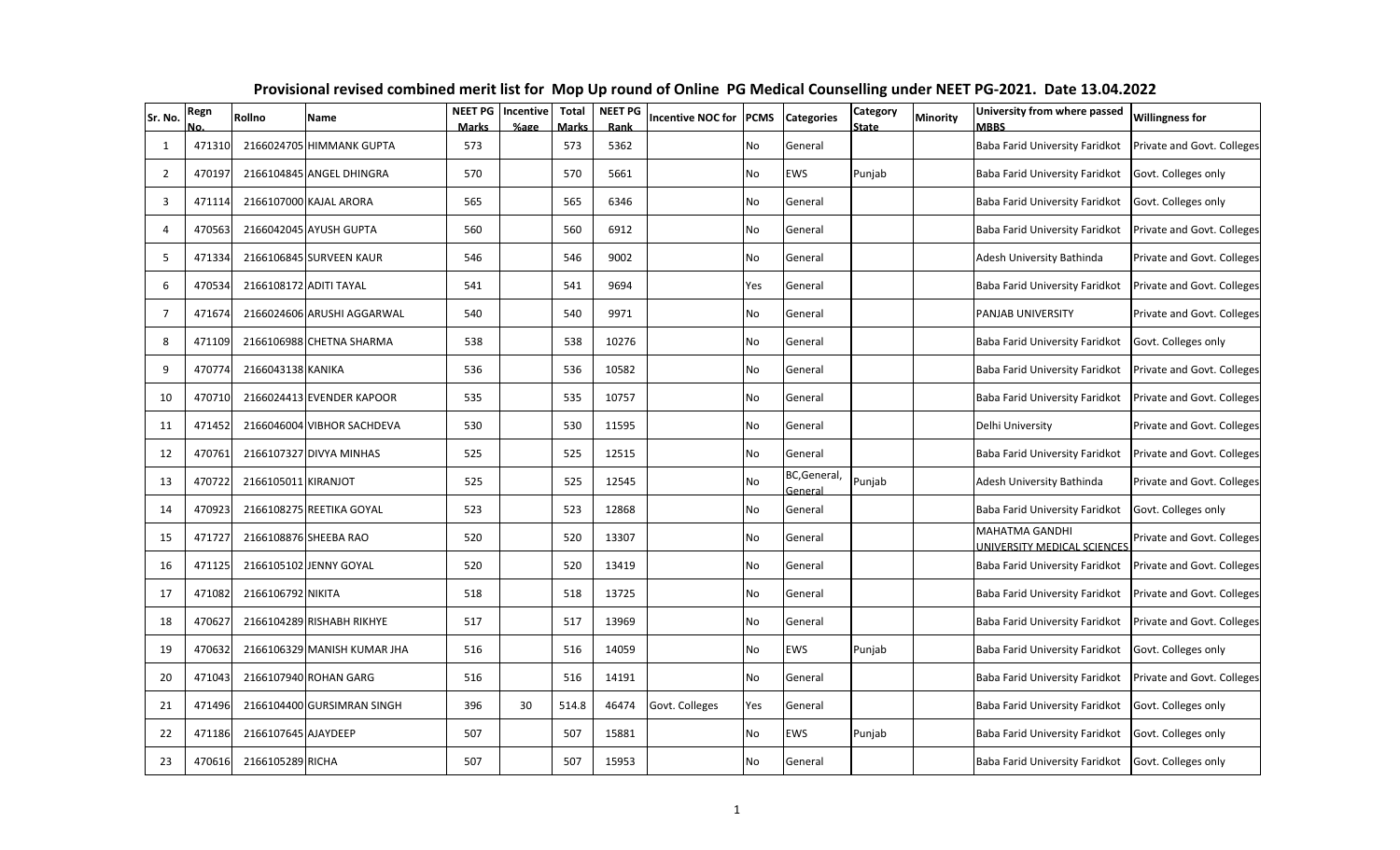# Provisional revised combined merit list for Mop Up round of Online PG Medical Counselling under NEET PG-2021. Date 13.04.2022

| Sr. No. | Regn No. | Rollno | Name | NEET PG Marks | Incentive %age | Total Marks | NEET PG Rank | Incentive NOC for | PCMS | Categories | Category State | Minority | University from where passed MBBS | Willingness for |
|---|---|---|---|---|---|---|---|---|---|---|---|---|---|---|
| 1 | 471310 | 2166024705 | HIMMANK GUPTA | 573 | | 573 | 5362 | | No | General | | | Baba Farid University Faridkot | Private and Govt. Colleges |
| 2 | 470197 | 2166104845 | ANGEL DHINGRA | 570 | | 570 | 5661 | | No | EWS | Punjab | | Baba Farid University Faridkot | Govt. Colleges only |
| 3 | 471114 | 2166107000 | KAJAL ARORA | 565 | | 565 | 6346 | | No | General | | | Baba Farid University Faridkot | Govt. Colleges only |
| 4 | 470563 | 2166042045 | AYUSH GUPTA | 560 | | 560 | 6912 | | No | General | | | Baba Farid University Faridkot | Private and Govt. Colleges |
| 5 | 471334 | 2166106845 | SURVEEN KAUR | 546 | | 546 | 9002 | | No | General | | | Adesh University Bathinda | Private and Govt. Colleges |
| 6 | 470534 | 2166108172 | ADITI TAYAL | 541 | | 541 | 9694 | | Yes | General | | | Baba Farid University Faridkot | Private and Govt. Colleges |
| 7 | 471674 | 2166024606 | ARUSHI AGGARWAL | 540 | | 540 | 9971 | | No | General | | | PANJAB UNIVERSITY | Private and Govt. Colleges |
| 8 | 471109 | 2166106988 | CHETNA SHARMA | 538 | | 538 | 10276 | | No | General | | | Baba Farid University Faridkot | Govt. Colleges only |
| 9 | 470774 | 2166043138 | KANIKA | 536 | | 536 | 10582 | | No | General | | | Baba Farid University Faridkot | Private and Govt. Colleges |
| 10 | 470710 | 2166024413 | EVENDER KAPOOR | 535 | | 535 | 10757 | | No | General | | | Baba Farid University Faridkot | Private and Govt. Colleges |
| 11 | 471452 | 2166046004 | VIBHOR SACHDEVA | 530 | | 530 | 11595 | | No | General | | | Delhi University | Private and Govt. Colleges |
| 12 | 470761 | 2166107327 | DIVYA MINHAS | 525 | | 525 | 12515 | | No | General | | | Baba Farid University Faridkot | Private and Govt. Colleges |
| 13 | 470722 | 2166105011 | KIRANJOT | 525 | | 525 | 12545 | | No | BC,General, General | Punjab | | Adesh University Bathinda | Private and Govt. Colleges |
| 14 | 470923 | 2166108275 | REETIKA GOYAL | 523 | | 523 | 12868 | | No | General | | | Baba Farid University Faridkot | Govt. Colleges only |
| 15 | 471727 | 2166108876 | SHEEBA RAO | 520 | | 520 | 13307 | | No | General | | | MAHATMA GANDHI UNIVERSITY MEDICAL SCIENCES | Private and Govt. Colleges |
| 16 | 471125 | 2166105102 | JENNY GOYAL | 520 | | 520 | 13419 | | No | General | | | Baba Farid University Faridkot | Private and Govt. Colleges |
| 17 | 471082 | 2166106792 | NIKITA | 518 | | 518 | 13725 | | No | General | | | Baba Farid University Faridkot | Private and Govt. Colleges |
| 18 | 470627 | 2166104289 | RISHABH RIKHYE | 517 | | 517 | 13969 | | No | General | | | Baba Farid University Faridkot | Private and Govt. Colleges |
| 19 | 470632 | 2166106329 | MANISH KUMAR JHA | 516 | | 516 | 14059 | | No | EWS | Punjab | | Baba Farid University Faridkot | Govt. Colleges only |
| 20 | 471043 | 2166107940 | ROHAN GARG | 516 | | 516 | 14191 | | No | General | | | Baba Farid University Faridkot | Private and Govt. Colleges |
| 21 | 471496 | 2166104400 | GURSIMRAN SINGH | 396 | 30 | 514.8 | 46474 | Govt. Colleges | Yes | General | | | Baba Farid University Faridkot | Govt. Colleges only |
| 22 | 471186 | 2166107645 | AJAYDEEP | 507 | | 507 | 15881 | | No | EWS | Punjab | | Baba Farid University Faridkot | Govt. Colleges only |
| 23 | 470616 | 2166105289 | RICHA | 507 | | 507 | 15953 | | No | General | | | Baba Farid University Faridkot | Govt. Colleges only |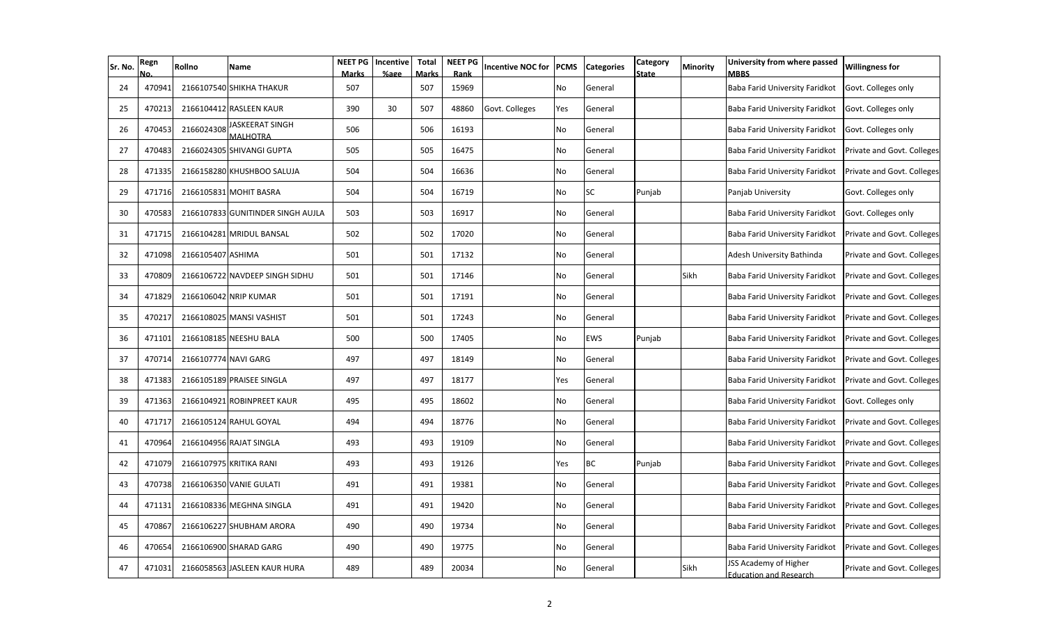| Sr. No. | Regn No. | Rollno | Name | NEET PG Marks | Incentive %age | Total Marks | NEET PG Rank | Incentive NOC for | PCMS | Categories | Category State | Minority | University from where passed MBBS | Willingness for |
|---|---|---|---|---|---|---|---|---|---|---|---|---|---|---|
| 24 | 470941 | 2166107540 | SHIKHA THAKUR | 507 | | 507 | 15969 | | No | General | | | Baba Farid University Faridkot | Govt. Colleges only |
| 25 | 470213 | 2166104412 | RASLEEN KAUR | 390 | 30 | 507 | 48860 | Govt. Colleges | Yes | General | | | Baba Farid University Faridkot | Govt. Colleges only |
| 26 | 470453 | 2166024308 | JASKEERAT SINGH MALHOTRA | 506 | | 506 | 16193 | | No | General | | | Baba Farid University Faridkot | Govt. Colleges only |
| 27 | 470483 | 2166024305 | SHIVANGI GUPTA | 505 | | 505 | 16475 | | No | General | | | Baba Farid University Faridkot | Private and Govt. Colleges |
| 28 | 471335 | 2166158280 | KHUSHBOO SALUJA | 504 | | 504 | 16636 | | No | General | | | Baba Farid University Faridkot | Private and Govt. Colleges |
| 29 | 471716 | 2166105831 | MOHIT BASRA | 504 | | 504 | 16719 | | No | SC | Punjab | | Panjab University | Govt. Colleges only |
| 30 | 470583 | 2166107833 | GUNITINDER SINGH AUJLA | 503 | | 503 | 16917 | | No | General | | | Baba Farid University Faridkot | Govt. Colleges only |
| 31 | 471715 | 2166104281 | MRIDUL BANSAL | 502 | | 502 | 17020 | | No | General | | | Baba Farid University Faridkot | Private and Govt. Colleges |
| 32 | 471098 | 2166105407 | ASHIMA | 501 | | 501 | 17132 | | No | General | | | Adesh University Bathinda | Private and Govt. Colleges |
| 33 | 470809 | 2166106722 | NAVDEEP SINGH SIDHU | 501 | | 501 | 17146 | | No | General | | Sikh | Baba Farid University Faridkot | Private and Govt. Colleges |
| 34 | 471829 | 2166106042 | NRIP KUMAR | 501 | | 501 | 17191 | | No | General | | | Baba Farid University Faridkot | Private and Govt. Colleges |
| 35 | 470217 | 2166108025 | MANSI VASHIST | 501 | | 501 | 17243 | | No | General | | | Baba Farid University Faridkot | Private and Govt. Colleges |
| 36 | 471101 | 2166108185 | NEESHU BALA | 500 | | 500 | 17405 | | No | EWS | Punjab | | Baba Farid University Faridkot | Private and Govt. Colleges |
| 37 | 470714 | 2166107774 | NAVI GARG | 497 | | 497 | 18149 | | No | General | | | Baba Farid University Faridkot | Private and Govt. Colleges |
| 38 | 471383 | 2166105189 | PRAISEE SINGLA | 497 | | 497 | 18177 | | Yes | General | | | Baba Farid University Faridkot | Private and Govt. Colleges |
| 39 | 471363 | 2166104921 | ROBINPREET KAUR | 495 | | 495 | 18602 | | No | General | | | Baba Farid University Faridkot | Govt. Colleges only |
| 40 | 471717 | 2166105124 | RAHUL GOYAL | 494 | | 494 | 18776 | | No | General | | | Baba Farid University Faridkot | Private and Govt. Colleges |
| 41 | 470964 | 2166104956 | RAJAT SINGLA | 493 | | 493 | 19109 | | No | General | | | Baba Farid University Faridkot | Private and Govt. Colleges |
| 42 | 471079 | 2166107975 | KRITIKA RANI | 493 | | 493 | 19126 | | Yes | BC | Punjab | | Baba Farid University Faridkot | Private and Govt. Colleges |
| 43 | 470738 | 2166106350 | VANIE GULATI | 491 | | 491 | 19381 | | No | General | | | Baba Farid University Faridkot | Private and Govt. Colleges |
| 44 | 471131 | 2166108336 | MEGHNA SINGLA | 491 | | 491 | 19420 | | No | General | | | Baba Farid University Faridkot | Private and Govt. Colleges |
| 45 | 470867 | 2166106227 | SHUBHAM ARORA | 490 | | 490 | 19734 | | No | General | | | Baba Farid University Faridkot | Private and Govt. Colleges |
| 46 | 470654 | 2166106900 | SHARAD GARG | 490 | | 490 | 19775 | | No | General | | | Baba Farid University Faridkot | Private and Govt. Colleges |
| 47 | 471031 | 2166058563 | JASLEEN KAUR HURA | 489 | | 489 | 20034 | | No | General | | Sikh | JSS Academy of Higher Education and Research | Private and Govt. Colleges |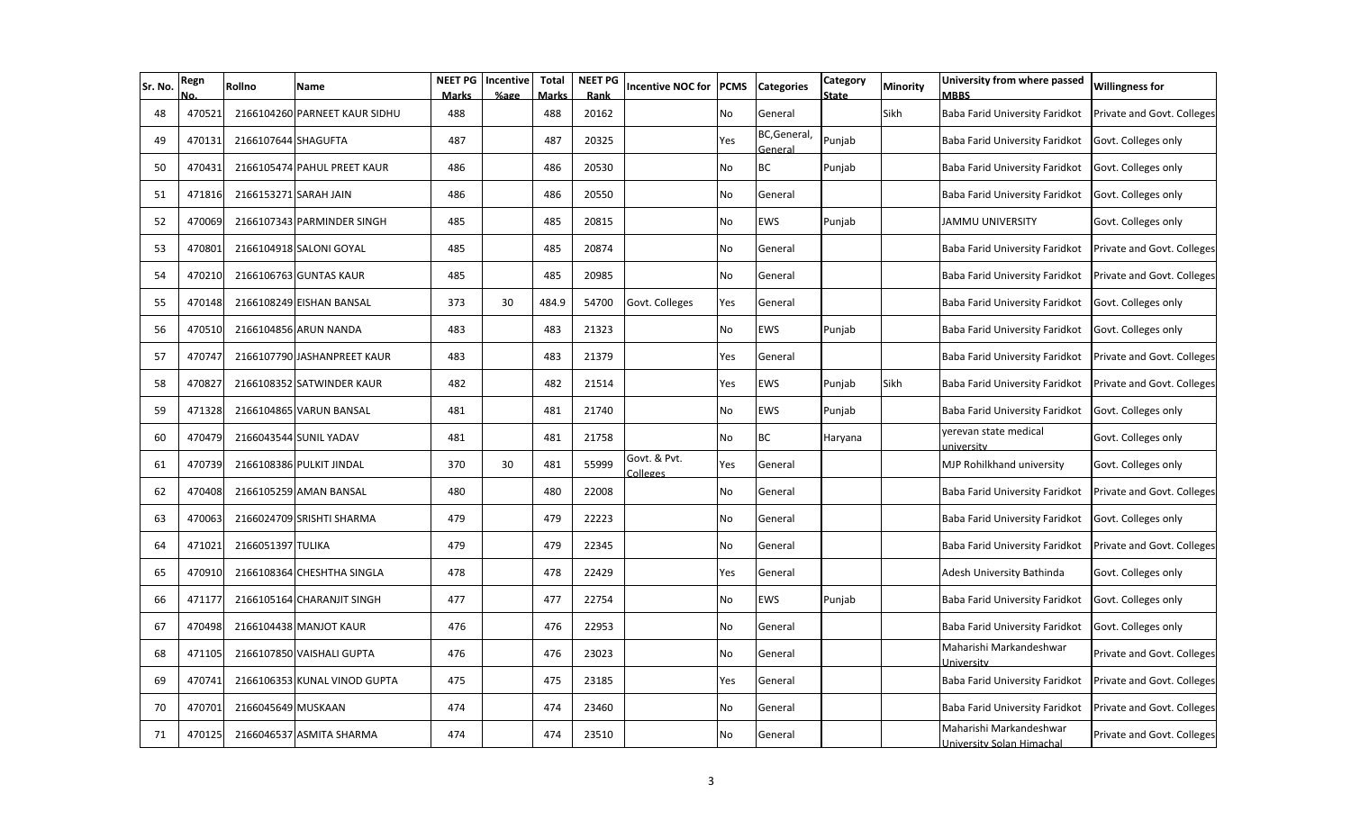| Sr. No. | Regn No. | Rollno | Name | NEET PG Marks | Incentive %age | Total Marks | NEET PG Rank | Incentive NOC for | PCMS | Categories | Category State | Minority | University from where passed MBBS | Willingness for |
|---|---|---|---|---|---|---|---|---|---|---|---|---|---|---|
| 48 | 470521 | 2166104260 | PARNEET KAUR SIDHU | 488 | | 488 | 20162 | | No | General | | Sikh | Baba Farid University Faridkot | Private and Govt. Colleges |
| 49 | 470131 | 2166107644 | SHAGUFTA | 487 | | 487 | 20325 | | Yes | BC,General, General | Punjab | | Baba Farid University Faridkot | Govt. Colleges only |
| 50 | 470431 | 2166105474 | PAHUL PREET KAUR | 486 | | 486 | 20530 | | No | BC | Punjab | | Baba Farid University Faridkot | Govt. Colleges only |
| 51 | 471816 | 2166153271 | SARAH JAIN | 486 | | 486 | 20550 | | No | General | | | Baba Farid University Faridkot | Govt. Colleges only |
| 52 | 470069 | 2166107343 | PARMINDER SINGH | 485 | | 485 | 20815 | | No | EWS | Punjab | | JAMMU UNIVERSITY | Govt. Colleges only |
| 53 | 470801 | 2166104918 | SALONI GOYAL | 485 | | 485 | 20874 | | No | General | | | Baba Farid University Faridkot | Private and Govt. Colleges |
| 54 | 470210 | 2166106763 | GUNTAS KAUR | 485 | | 485 | 20985 | | No | General | | | Baba Farid University Faridkot | Private and Govt. Colleges |
| 55 | 470148 | 2166108249 | EISHAN BANSAL | 373 | 30 | 484.9 | 54700 | Govt. Colleges | Yes | General | | | Baba Farid University Faridkot | Govt. Colleges only |
| 56 | 470510 | 2166104856 | ARUN NANDA | 483 | | 483 | 21323 | | No | EWS | Punjab | | Baba Farid University Faridkot | Govt. Colleges only |
| 57 | 470747 | 2166107790 | JASHANPREET KAUR | 483 | | 483 | 21379 | | Yes | General | | | Baba Farid University Faridkot | Private and Govt. Colleges |
| 58 | 470827 | 2166108352 | SATWINDER KAUR | 482 | | 482 | 21514 | | Yes | EWS | Punjab | Sikh | Baba Farid University Faridkot | Private and Govt. Colleges |
| 59 | 471328 | 2166104865 | VARUN BANSAL | 481 | | 481 | 21740 | | No | EWS | Punjab | | Baba Farid University Faridkot | Govt. Colleges only |
| 60 | 470479 | 2166043544 | SUNIL YADAV | 481 | | 481 | 21758 | | No | BC | Haryana | | yerevan state medical university | Govt. Colleges only |
| 61 | 470739 | 2166108386 | PULKIT JINDAL | 370 | 30 | 481 | 55999 | Govt. & Pvt. Colleges | Yes | General | | | MJP Rohilkhand university | Govt. Colleges only |
| 62 | 470408 | 2166105259 | AMAN BANSAL | 480 | | 480 | 22008 | | No | General | | | Baba Farid University Faridkot | Private and Govt. Colleges |
| 63 | 470063 | 2166024709 | SRISHTI SHARMA | 479 | | 479 | 22223 | | No | General | | | Baba Farid University Faridkot | Govt. Colleges only |
| 64 | 471021 | 2166051397 | TULIKA | 479 | | 479 | 22345 | | No | General | | | Baba Farid University Faridkot | Private and Govt. Colleges |
| 65 | 470910 | 2166108364 | CHESHTHA SINGLA | 478 | | 478 | 22429 | | Yes | General | | | Adesh University Bathinda | Govt. Colleges only |
| 66 | 471177 | 2166105164 | CHARANJIT SINGH | 477 | | 477 | 22754 | | No | EWS | Punjab | | Baba Farid University Faridkot | Govt. Colleges only |
| 67 | 470498 | 2166104438 | MANJOT KAUR | 476 | | 476 | 22953 | | No | General | | | Baba Farid University Faridkot | Govt. Colleges only |
| 68 | 471105 | 2166107850 | VAISHALI GUPTA | 476 | | 476 | 23023 | | No | General | | | Maharishi Markandeshwar University | Private and Govt. Colleges |
| 69 | 470741 | 2166106353 | KUNAL VINOD GUPTA | 475 | | 475 | 23185 | | Yes | General | | | Baba Farid University Faridkot | Private and Govt. Colleges |
| 70 | 470701 | 2166045649 | MUSKAAN | 474 | | 474 | 23460 | | No | General | | | Baba Farid University Faridkot | Private and Govt. Colleges |
| 71 | 470125 | 2166046537 | ASMITA SHARMA | 474 | | 474 | 23510 | | No | General | | | Maharishi Markandeshwar University Solan Himachal | Private and Govt. Colleges |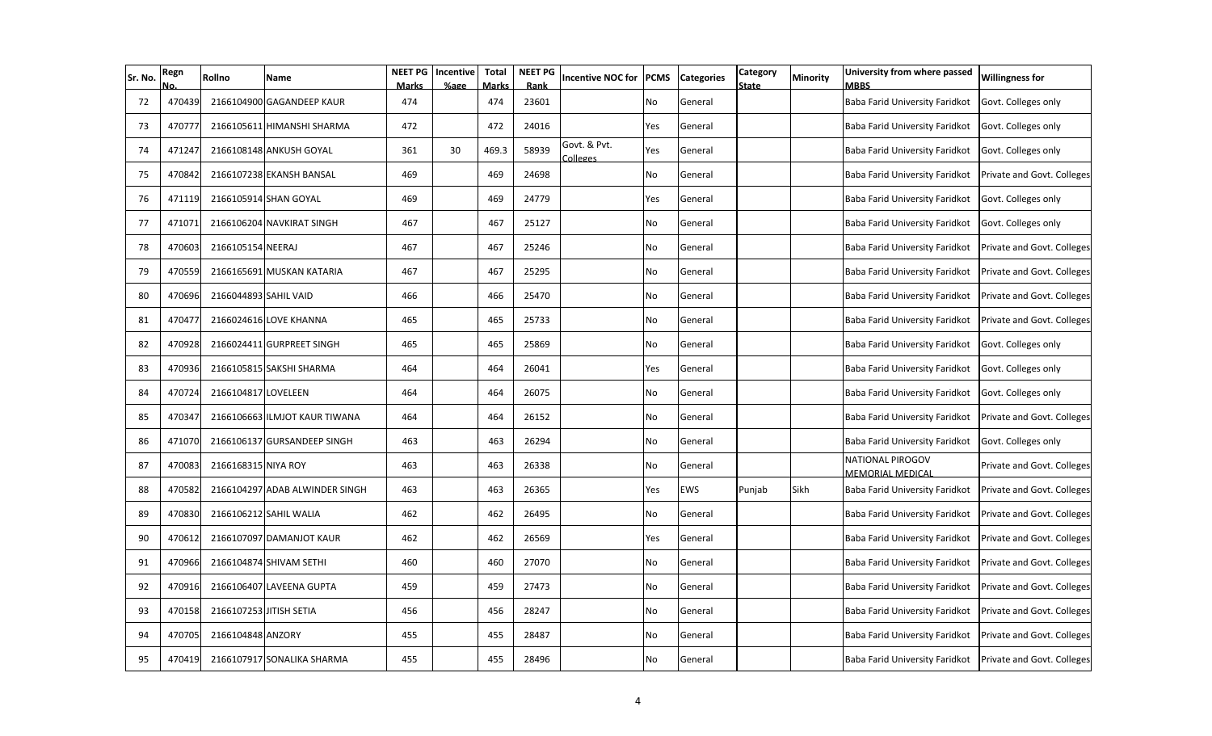| Sr. No. | Regn No. | Rollno | Name | NEET PG Marks | Incentive %age | Total Marks | NEET PG Rank | Incentive NOC for | PCMS | Categories | Category State | Minority | University from where passed MBBS | Willingness for |
|---|---|---|---|---|---|---|---|---|---|---|---|---|---|---|
| 72 | 470439 | 2166104900 | GAGANDEEP KAUR | 474 | | 474 | 23601 | | No | General | | | Baba Farid University Faridkot | Govt. Colleges only |
| 73 | 470777 | 2166105611 | HIMANSHI SHARMA | 472 | | 472 | 24016 | | Yes | General | | | Baba Farid University Faridkot | Govt. Colleges only |
| 74 | 471247 | 2166108148 | ANKUSH GOYAL | 361 | 30 | 469.3 | 58939 | Govt. & Pvt. Colleges | Yes | General | | | Baba Farid University Faridkot | Govt. Colleges only |
| 75 | 470842 | 2166107238 | EKANSH BANSAL | 469 | | 469 | 24698 | | No | General | | | Baba Farid University Faridkot | Private and Govt. Colleges |
| 76 | 471119 | 2166105914 | SHAN GOYAL | 469 | | 469 | 24779 | | Yes | General | | | Baba Farid University Faridkot | Govt. Colleges only |
| 77 | 471071 | 2166106204 | NAVKIRAT SINGH | 467 | | 467 | 25127 | | No | General | | | Baba Farid University Faridkot | Govt. Colleges only |
| 78 | 470603 | 2166105154 | NEERAJ | 467 | | 467 | 25246 | | No | General | | | Baba Farid University Faridkot | Private and Govt. Colleges |
| 79 | 470559 | 2166165691 | MUSKAN KATARIA | 467 | | 467 | 25295 | | No | General | | | Baba Farid University Faridkot | Private and Govt. Colleges |
| 80 | 470696 | 2166044893 | SAHIL VAID | 466 | | 466 | 25470 | | No | General | | | Baba Farid University Faridkot | Private and Govt. Colleges |
| 81 | 470477 | 2166024616 | LOVE KHANNA | 465 | | 465 | 25733 | | No | General | | | Baba Farid University Faridkot | Private and Govt. Colleges |
| 82 | 470928 | 2166024411 | GURPREET SINGH | 465 | | 465 | 25869 | | No | General | | | Baba Farid University Faridkot | Govt. Colleges only |
| 83 | 470936 | 2166105815 | SAKSHI SHARMA | 464 | | 464 | 26041 | | Yes | General | | | Baba Farid University Faridkot | Govt. Colleges only |
| 84 | 470724 | 2166104817 | LOVELEEN | 464 | | 464 | 26075 | | No | General | | | Baba Farid University Faridkot | Govt. Colleges only |
| 85 | 470347 | 2166106663 | ILMJOT KAUR TIWANA | 464 | | 464 | 26152 | | No | General | | | Baba Farid University Faridkot | Private and Govt. Colleges |
| 86 | 471070 | 2166106137 | GURSANDEEP SINGH | 463 | | 463 | 26294 | | No | General | | | Baba Farid University Faridkot | Govt. Colleges only |
| 87 | 470083 | 2166168315 | NIYA ROY | 463 | | 463 | 26338 | | No | General | | | NATIONAL PIROGOV MEMORIAL MEDICAL | Private and Govt. Colleges |
| 88 | 470582 | 2166104297 | ADAB ALWINDER SINGH | 463 | | 463 | 26365 | | Yes | EWS | Punjab | Sikh | Baba Farid University Faridkot | Private and Govt. Colleges |
| 89 | 470830 | 2166106212 | SAHIL WALIA | 462 | | 462 | 26495 | | No | General | | | Baba Farid University Faridkot | Private and Govt. Colleges |
| 90 | 470612 | 2166107097 | DAMANJOT KAUR | 462 | | 462 | 26569 | | Yes | General | | | Baba Farid University Faridkot | Private and Govt. Colleges |
| 91 | 470966 | 2166104874 | SHIVAM SETHI | 460 | | 460 | 27070 | | No | General | | | Baba Farid University Faridkot | Private and Govt. Colleges |
| 92 | 470916 | 2166106407 | LAVEENA GUPTA | 459 | | 459 | 27473 | | No | General | | | Baba Farid University Faridkot | Private and Govt. Colleges |
| 93 | 470158 | 2166107253 | JITISH SETIA | 456 | | 456 | 28247 | | No | General | | | Baba Farid University Faridkot | Private and Govt. Colleges |
| 94 | 470705 | 2166104848 | ANZORY | 455 | | 455 | 28487 | | No | General | | | Baba Farid University Faridkot | Private and Govt. Colleges |
| 95 | 470419 | 2166107917 | SONALIKA SHARMA | 455 | | 455 | 28496 | | No | General | | | Baba Farid University Faridkot | Private and Govt. Colleges |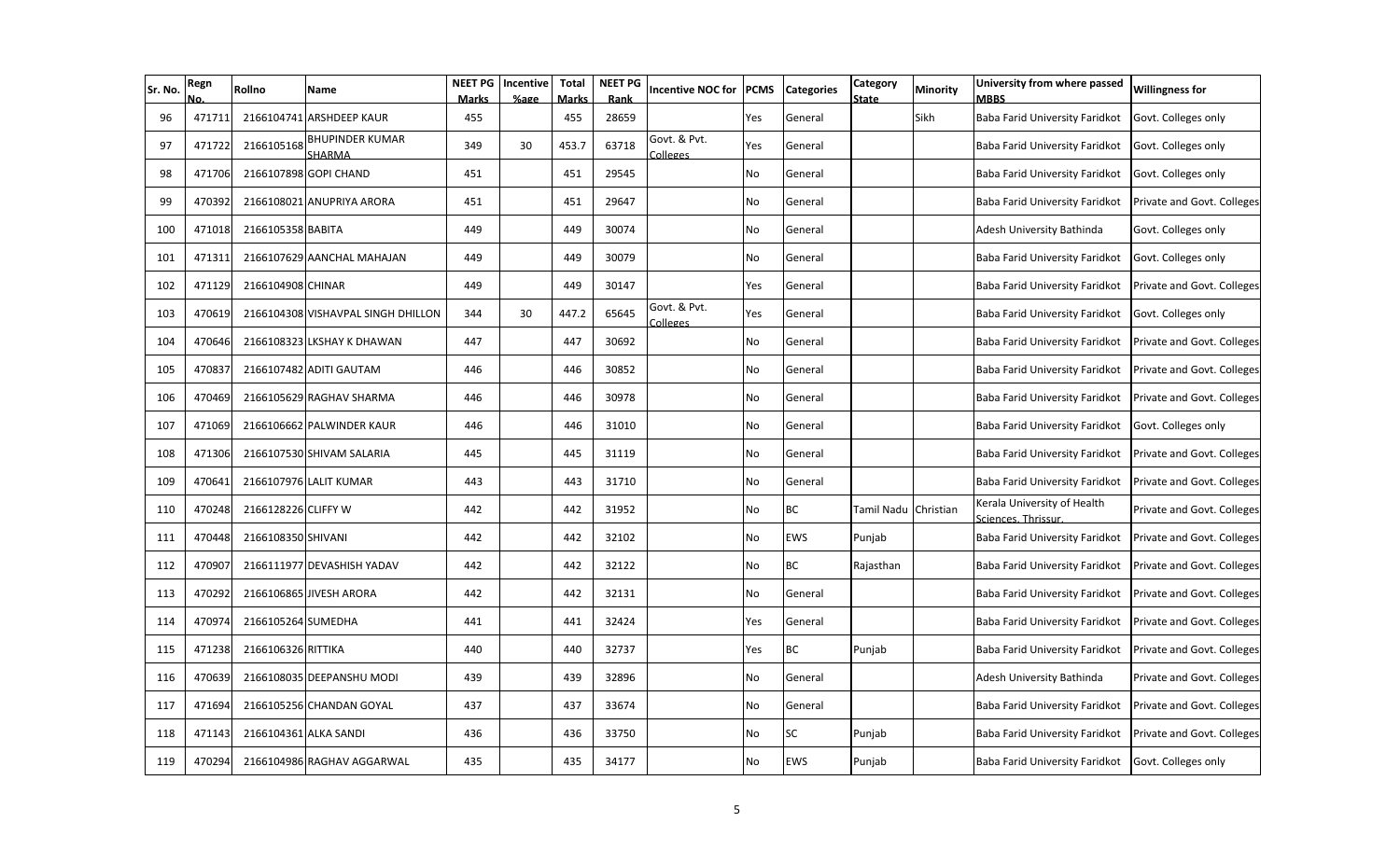| Sr. No. | Regn No. | Rollno | Name | NEET PG Marks | Incentive %age | Total Marks | NEET PG Rank | Incentive NOC for | PCMS | Categories | Category State | Minority | University from where passed MBBS | Willingness for |
|---|---|---|---|---|---|---|---|---|---|---|---|---|---|---|
| 96 | 471711 | 2166104741 | ARSHDEEP KAUR | 455 | | 455 | 28659 | | Yes | General | | Sikh | Baba Farid University Faridkot | Govt. Colleges only |
| 97 | 471722 | 2166105168 | BHUPINDER KUMAR SHARMA | 349 | 30 | 453.7 | 63718 | Govt. & Pvt. Colleges | Yes | General | | | Baba Farid University Faridkot | Govt. Colleges only |
| 98 | 471706 | 2166107898 | GOPI CHAND | 451 | | 451 | 29545 | | No | General | | | Baba Farid University Faridkot | Govt. Colleges only |
| 99 | 470392 | 2166108021 | ANUPRIYA ARORA | 451 | | 451 | 29647 | | No | General | | | Baba Farid University Faridkot | Private and Govt. Colleges |
| 100 | 471018 | 2166105358 | BABITA | 449 | | 449 | 30074 | | No | General | | | Adesh University Bathinda | Govt. Colleges only |
| 101 | 471311 | 2166107629 | AANCHAL MAHAJAN | 449 | | 449 | 30079 | | No | General | | | Baba Farid University Faridkot | Govt. Colleges only |
| 102 | 471129 | 2166104908 | CHINAR | 449 | | 449 | 30147 | | Yes | General | | | Baba Farid University Faridkot | Private and Govt. Colleges |
| 103 | 470619 | 2166104308 | VISHAVPAL SINGH DHILLON | 344 | 30 | 447.2 | 65645 | Govt. & Pvt. Colleges | Yes | General | | | Baba Farid University Faridkot | Govt. Colleges only |
| 104 | 470646 | 2166108323 | LKSHAY K DHAWAN | 447 | | 447 | 30692 | | No | General | | | Baba Farid University Faridkot | Private and Govt. Colleges |
| 105 | 470837 | 2166107482 | ADITI GAUTAM | 446 | | 446 | 30852 | | No | General | | | Baba Farid University Faridkot | Private and Govt. Colleges |
| 106 | 470469 | 2166105629 | RAGHAV SHARMA | 446 | | 446 | 30978 | | No | General | | | Baba Farid University Faridkot | Private and Govt. Colleges |
| 107 | 471069 | 2166106662 | PALWINDER KAUR | 446 | | 446 | 31010 | | No | General | | | Baba Farid University Faridkot | Govt. Colleges only |
| 108 | 471306 | 2166107530 | SHIVAM SALARIA | 445 | | 445 | 31119 | | No | General | | | Baba Farid University Faridkot | Private and Govt. Colleges |
| 109 | 470641 | 2166107976 | LALIT KUMAR | 443 | | 443 | 31710 | | No | General | | | Baba Farid University Faridkot | Private and Govt. Colleges |
| 110 | 470248 | 2166128226 | CLIFFY W | 442 | | 442 | 31952 | | No | BC | Tamil Nadu | Christian | Kerala University of Health Sciences, Thrissur. | Private and Govt. Colleges |
| 111 | 470448 | 2166108350 | SHIVANI | 442 | | 442 | 32102 | | No | EWS | Punjab | | Baba Farid University Faridkot | Private and Govt. Colleges |
| 112 | 470907 | 2166111977 | DEVASHISH YADAV | 442 | | 442 | 32122 | | No | BC | Rajasthan | | Baba Farid University Faridkot | Private and Govt. Colleges |
| 113 | 470292 | 2166106865 | JIVESH ARORA | 442 | | 442 | 32131 | | No | General | | | Baba Farid University Faridkot | Private and Govt. Colleges |
| 114 | 470974 | 2166105264 | SUMEDHA | 441 | | 441 | 32424 | | Yes | General | | | Baba Farid University Faridkot | Private and Govt. Colleges |
| 115 | 471238 | 2166106326 | RITTIKA | 440 | | 440 | 32737 | | Yes | BC | Punjab | | Baba Farid University Faridkot | Private and Govt. Colleges |
| 116 | 470639 | 2166108035 | DEEPANSHU MODI | 439 | | 439 | 32896 | | No | General | | | Adesh University Bathinda | Private and Govt. Colleges |
| 117 | 471694 | 2166105256 | CHANDAN GOYAL | 437 | | 437 | 33674 | | No | General | | | Baba Farid University Faridkot | Private and Govt. Colleges |
| 118 | 471143 | 2166104361 | ALKA SANDI | 436 | | 436 | 33750 | | No | SC | Punjab | | Baba Farid University Faridkot | Private and Govt. Colleges |
| 119 | 470294 | 2166104986 | RAGHAV AGGARWAL | 435 | | 435 | 34177 | | No | EWS | Punjab | | Baba Farid University Faridkot | Govt. Colleges only |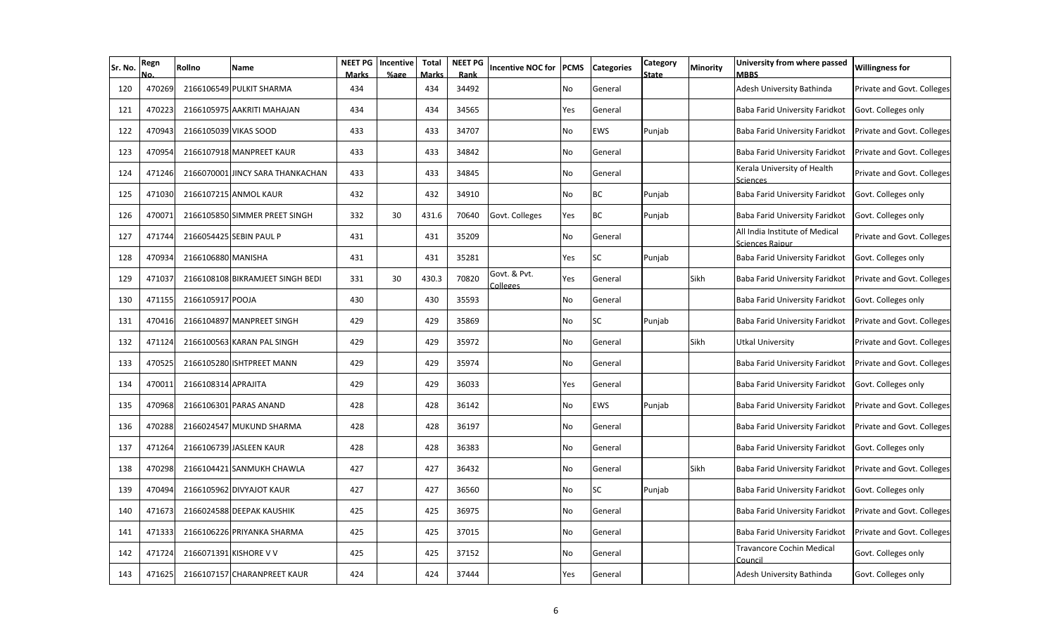| Sr. No. | Regn No. | Rollno | Name | NEET PG Marks | Incentive %age | Total Marks | NEET PG Rank | Incentive NOC for | PCMS | Categories | Category State | Minority | University from where passed MBBS | Willingness for |
|---|---|---|---|---|---|---|---|---|---|---|---|---|---|---|
| 120 | 470269 | 2166106549 | PULKIT SHARMA | 434 | | 434 | 34492 | | No | General | | | Adesh University Bathinda | Private and Govt. Colleges |
| 121 | 470223 | 2166105975 | AAKRITI MAHAJAN | 434 | | 434 | 34565 | | Yes | General | | | Baba Farid University Faridkot | Govt. Colleges only |
| 122 | 470943 | 2166105039 | VIKAS SOOD | 433 | | 433 | 34707 | | No | EWS | Punjab | | Baba Farid University Faridkot | Private and Govt. Colleges |
| 123 | 470954 | 2166107918 | MANPREET KAUR | 433 | | 433 | 34842 | | No | General | | | Baba Farid University Faridkot | Private and Govt. Colleges |
| 124 | 471246 | 2166070001 | JINCY SARA THANKACHAN | 433 | | 433 | 34845 | | No | General | | | Kerala University of Health Sciences | Private and Govt. Colleges |
| 125 | 471030 | 2166107215 | ANMOL KAUR | 432 | | 432 | 34910 | | No | BC | Punjab | | Baba Farid University Faridkot | Govt. Colleges only |
| 126 | 470071 | 2166105850 | SIMMER PREET SINGH | 332 | 30 | 431.6 | 70640 | Govt. Colleges | Yes | BC | Punjab | | Baba Farid University Faridkot | Govt. Colleges only |
| 127 | 471744 | 2166054425 | SEBIN PAUL P | 431 | | 431 | 35209 | | No | General | | | All India Institute of Medical Sciences Raipur | Private and Govt. Colleges |
| 128 | 470934 | 2166106880 | MANISHA | 431 | | 431 | 35281 | | Yes | SC | Punjab | | Baba Farid University Faridkot | Govt. Colleges only |
| 129 | 471037 | 2166108108 | BIKRAMJEET SINGH BEDI | 331 | 30 | 430.3 | 70820 | Govt. & Pvt. Colleges | Yes | General | | Sikh | Baba Farid University Faridkot | Private and Govt. Colleges |
| 130 | 471155 | 2166105917 | POOJA | 430 | | 430 | 35593 | | No | General | | | Baba Farid University Faridkot | Govt. Colleges only |
| 131 | 470416 | 2166104897 | MANPREET SINGH | 429 | | 429 | 35869 | | No | SC | Punjab | | Baba Farid University Faridkot | Private and Govt. Colleges |
| 132 | 471124 | 2166100563 | KARAN PAL SINGH | 429 | | 429 | 35972 | | No | General | | Sikh | Utkal University | Private and Govt. Colleges |
| 133 | 470525 | 2166105280 | ISHTPREET MANN | 429 | | 429 | 35974 | | No | General | | | Baba Farid University Faridkot | Private and Govt. Colleges |
| 134 | 470011 | 2166108314 | APRAJITA | 429 | | 429 | 36033 | | Yes | General | | | Baba Farid University Faridkot | Govt. Colleges only |
| 135 | 470968 | 2166106301 | PARAS ANAND | 428 | | 428 | 36142 | | No | EWS | Punjab | | Baba Farid University Faridkot | Private and Govt. Colleges |
| 136 | 470288 | 2166024547 | MUKUND SHARMA | 428 | | 428 | 36197 | | No | General | | | Baba Farid University Faridkot | Private and Govt. Colleges |
| 137 | 471264 | 2166106739 | JASLEEN KAUR | 428 | | 428 | 36383 | | No | General | | | Baba Farid University Faridkot | Govt. Colleges only |
| 138 | 470298 | 2166104421 | SANMUKH CHAWLA | 427 | | 427 | 36432 | | No | General | | Sikh | Baba Farid University Faridkot | Private and Govt. Colleges |
| 139 | 470494 | 2166105962 | DIVYAJOT KAUR | 427 | | 427 | 36560 | | No | SC | Punjab | | Baba Farid University Faridkot | Govt. Colleges only |
| 140 | 471673 | 2166024588 | DEEPAK KAUSHIK | 425 | | 425 | 36975 | | No | General | | | Baba Farid University Faridkot | Private and Govt. Colleges |
| 141 | 471333 | 2166106226 | PRIYANKA SHARMA | 425 | | 425 | 37015 | | No | General | | | Baba Farid University Faridkot | Private and Govt. Colleges |
| 142 | 471724 | 2166071391 | KISHORE V V | 425 | | 425 | 37152 | | No | General | | | Travancore Cochin Medical Council | Govt. Colleges only |
| 143 | 471625 | 2166107157 | CHARANPREET KAUR | 424 | | 424 | 37444 | | Yes | General | | | Adesh University Bathinda | Govt. Colleges only |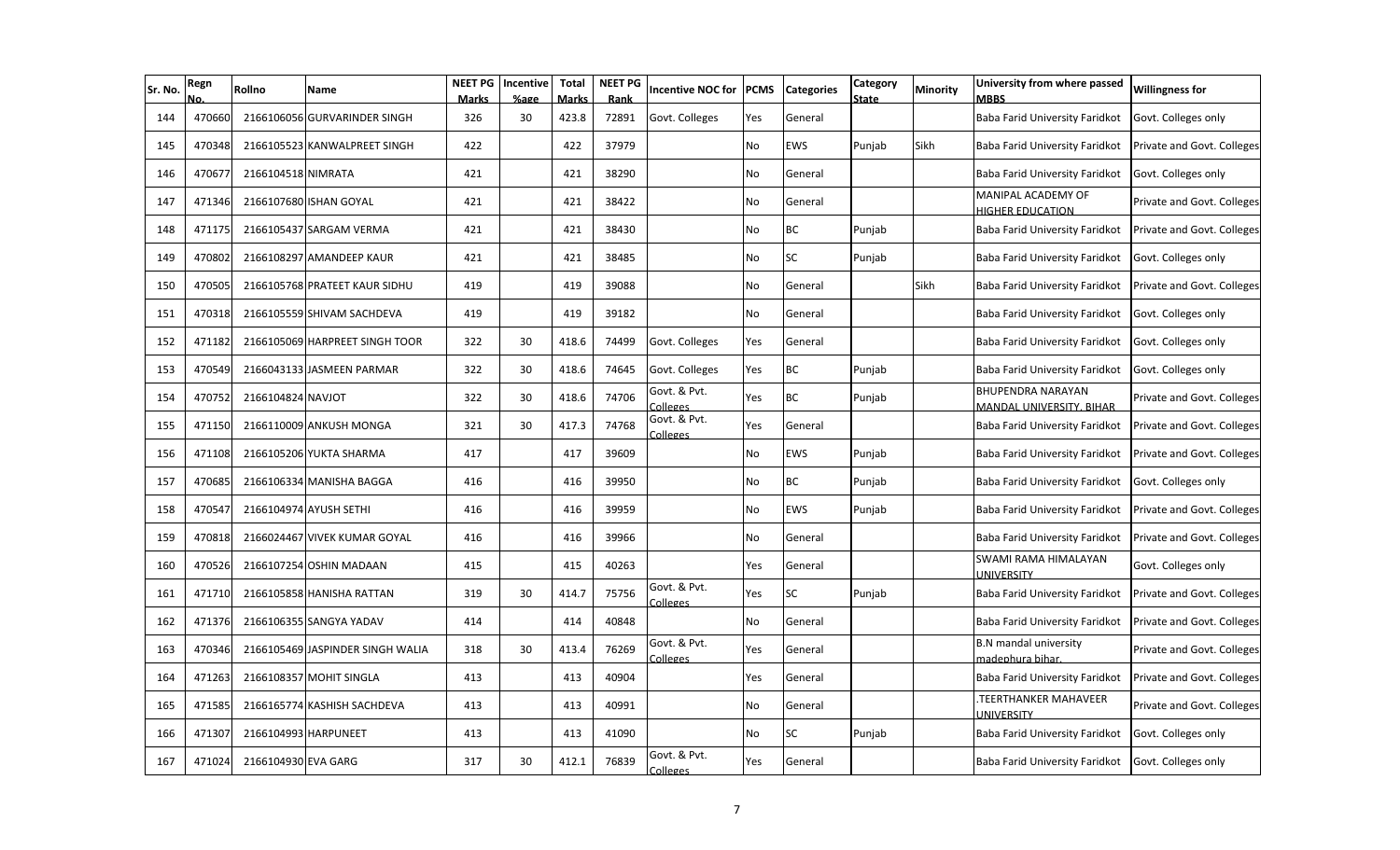| Sr. No. | Regn No. | Rollno | Name | NEET PG Marks | Incentive %age | Total Marks | NEET PG Rank | Incentive NOC for | PCMS | Categories | Category State | Minority | University from where passed MBBS | Willingness for |
|---|---|---|---|---|---|---|---|---|---|---|---|---|---|---|
| 144 | 470660 | 2166106056 | GURVARINDER SINGH | 326 | 30 | 423.8 | 72891 | Govt. Colleges | Yes | General | | | Baba Farid University Faridkot | Govt. Colleges only |
| 145 | 470348 | 2166105523 | KANWALPREET SINGH | 422 | | 422 | 37979 | | No | EWS | Punjab | Sikh | Baba Farid University Faridkot | Private and Govt. Colleges |
| 146 | 470677 | 2166104518 | NIMRATA | 421 | | 421 | 38290 | | No | General | | | Baba Farid University Faridkot | Govt. Colleges only |
| 147 | 471346 | 2166107680 | ISHAN GOYAL | 421 | | 421 | 38422 | | No | General | | | MANIPAL ACADEMY OF HIGHER EDUCATION | Private and Govt. Colleges |
| 148 | 471175 | 2166105437 | SARGAM VERMA | 421 | | 421 | 38430 | | No | BC | Punjab | | Baba Farid University Faridkot | Private and Govt. Colleges |
| 149 | 470802 | 2166108297 | AMANDEEP KAUR | 421 | | 421 | 38485 | | No | SC | Punjab | | Baba Farid University Faridkot | Govt. Colleges only |
| 150 | 470505 | 2166105768 | PRATEET KAUR SIDHU | 419 | | 419 | 39088 | | No | General | | Sikh | Baba Farid University Faridkot | Private and Govt. Colleges |
| 151 | 470318 | 2166105559 | SHIVAM SACHDEVA | 419 | | 419 | 39182 | | No | General | | | Baba Farid University Faridkot | Govt. Colleges only |
| 152 | 471182 | 2166105069 | HARPREET SINGH TOOR | 322 | 30 | 418.6 | 74499 | Govt. Colleges | Yes | General | | | Baba Farid University Faridkot | Govt. Colleges only |
| 153 | 470549 | 2166043133 | JASMEEN PARMAR | 322 | 30 | 418.6 | 74645 | Govt. Colleges | Yes | BC | Punjab | | Baba Farid University Faridkot | Govt. Colleges only |
| 154 | 470752 | 2166104824 | NAVJOT | 322 | 30 | 418.6 | 74706 | Govt. & Pvt. Colleges | Yes | BC | Punjab | | BHUPENDRA NARAYAN MANDAL UNIVERSITY, BIHAR | Private and Govt. Colleges |
| 155 | 471150 | 2166110009 | ANKUSH MONGA | 321 | 30 | 417.3 | 74768 | Govt. & Pvt. Colleges | Yes | General | | | Baba Farid University Faridkot | Private and Govt. Colleges |
| 156 | 471108 | 2166105206 | YUKTA SHARMA | 417 | | 417 | 39609 | | No | EWS | Punjab | | Baba Farid University Faridkot | Private and Govt. Colleges |
| 157 | 470685 | 2166106334 | MANISHA BAGGA | 416 | | 416 | 39950 | | No | BC | Punjab | | Baba Farid University Faridkot | Govt. Colleges only |
| 158 | 470547 | 2166104974 | AYUSH SETHI | 416 | | 416 | 39959 | | No | EWS | Punjab | | Baba Farid University Faridkot | Private and Govt. Colleges |
| 159 | 470818 | 2166024467 | VIVEK KUMAR GOYAL | 416 | | 416 | 39966 | | No | General | | | Baba Farid University Faridkot | Private and Govt. Colleges |
| 160 | 470526 | 2166107254 | OSHIN MADAAN | 415 | | 415 | 40263 | | Yes | General | | | SWAMI RAMA HIMALAYAN UNIVERSITY | Govt. Colleges only |
| 161 | 471710 | 2166105858 | HANISHA RATTAN | 319 | 30 | 414.7 | 75756 | Govt. & Pvt. Colleges | Yes | SC | Punjab | | Baba Farid University Faridkot | Private and Govt. Colleges |
| 162 | 471376 | 2166106355 | SANGYA YADAV | 414 | | 414 | 40848 | | No | General | | | Baba Farid University Faridkot | Private and Govt. Colleges |
| 163 | 470346 | 2166105469 | JASPINDER SINGH WALIA | 318 | 30 | 413.4 | 76269 | Govt. & Pvt. Colleges | Yes | General | | | B.N mandal university madephura bihar. | Private and Govt. Colleges |
| 164 | 471263 | 2166108357 | MOHIT SINGLA | 413 | | 413 | 40904 | | Yes | General | | | Baba Farid University Faridkot | Private and Govt. Colleges |
| 165 | 471585 | 2166165774 | KASHISH SACHDEVA | 413 | | 413 | 40991 | | No | General | | | .TEERTHANKER MAHAVEER UNIVERSITY | Private and Govt. Colleges |
| 166 | 471307 | 2166104993 | HARPUNEET | 413 | | 413 | 41090 | | No | SC | Punjab | | Baba Farid University Faridkot | Govt. Colleges only |
| 167 | 471024 | 2166104930 | EVA GARG | 317 | 30 | 412.1 | 76839 | Govt. & Pvt. Colleges | Yes | General | | | Baba Farid University Faridkot | Govt. Colleges only |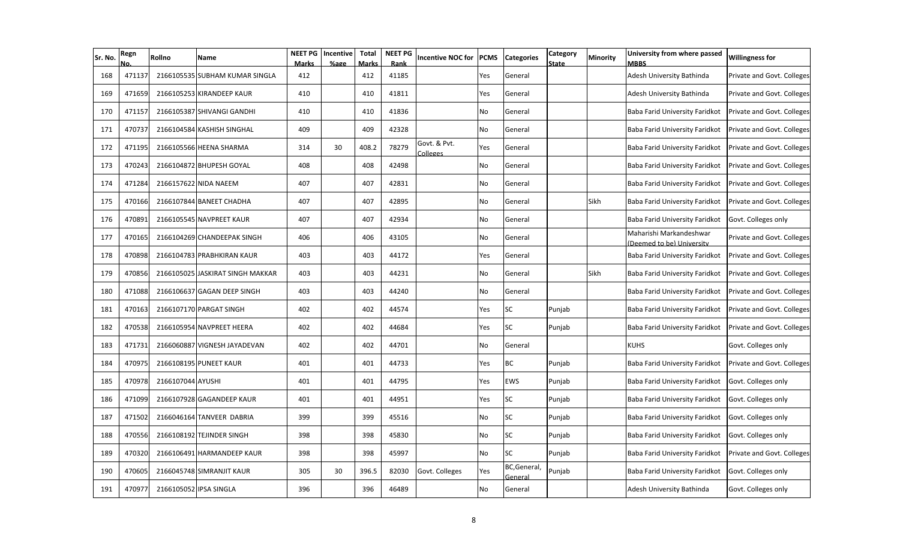| Sr. No. | Regn No. | Rollno | Name | NEET PG Marks | Incentive %age | Total Marks | NEET PG Rank | Incentive NOC for | PCMS | Categories | Category State | Minority | University from where passed MBBS | Willingness for |
|---|---|---|---|---|---|---|---|---|---|---|---|---|---|---|
| 168 | 471137 | 2166105535 | SUBHAM KUMAR SINGLA | 412 | | 412 | 41185 | | Yes | General | | | Adesh University Bathinda | Private and Govt. Colleges |
| 169 | 471659 | 2166105253 | KIRANDEEP KAUR | 410 | | 410 | 41811 | | Yes | General | | | Adesh University Bathinda | Private and Govt. Colleges |
| 170 | 471157 | 2166105387 | SHIVANGI GANDHI | 410 | | 410 | 41836 | | No | General | | | Baba Farid University Faridkot | Private and Govt. Colleges |
| 171 | 470737 | 2166104584 | KASHISH SINGHAL | 409 | | 409 | 42328 | | No | General | | | Baba Farid University Faridkot | Private and Govt. Colleges |
| 172 | 471195 | 2166105566 | HEENA SHARMA | 314 | 30 | 408.2 | 78279 | Govt. & Pvt. Colleges | Yes | General | | | Baba Farid University Faridkot | Private and Govt. Colleges |
| 173 | 470243 | 2166104872 | BHUPESH GOYAL | 408 | | 408 | 42498 | | No | General | | | Baba Farid University Faridkot | Private and Govt. Colleges |
| 174 | 471284 | 2166157622 | NIDA NAEEM | 407 | | 407 | 42831 | | No | General | | | Baba Farid University Faridkot | Private and Govt. Colleges |
| 175 | 470166 | 2166107844 | BANEET CHADHA | 407 | | 407 | 42895 | | No | General | | Sikh | Baba Farid University Faridkot | Private and Govt. Colleges |
| 176 | 470891 | 2166105545 | NAVPREET KAUR | 407 | | 407 | 42934 | | No | General | | | Baba Farid University Faridkot | Govt. Colleges only |
| 177 | 470165 | 2166104269 | CHANDEEPAK SINGH | 406 | | 406 | 43105 | | No | General | | | Maharishi Markandeshwar (Deemed to be) University | Private and Govt. Colleges |
| 178 | 470898 | 2166104783 | PRABHKIRAN KAUR | 403 | | 403 | 44172 | | Yes | General | | | Baba Farid University Faridkot | Private and Govt. Colleges |
| 179 | 470856 | 2166105025 | JASKIRAT SINGH MAKKAR | 403 | | 403 | 44231 | | No | General | | Sikh | Baba Farid University Faridkot | Private and Govt. Colleges |
| 180 | 471088 | 2166106637 | GAGAN DEEP SINGH | 403 | | 403 | 44240 | | No | General | | | Baba Farid University Faridkot | Private and Govt. Colleges |
| 181 | 470163 | 2166107170 | PARGAT SINGH | 402 | | 402 | 44574 | | Yes | SC | Punjab | | Baba Farid University Faridkot | Private and Govt. Colleges |
| 182 | 470538 | 2166105954 | NAVPREET HEERA | 402 | | 402 | 44684 | | Yes | SC | Punjab | | Baba Farid University Faridkot | Private and Govt. Colleges |
| 183 | 471731 | 2166060887 | VIGNESH JAYADEVAN | 402 | | 402 | 44701 | | No | General | | | KUHS | Govt. Colleges only |
| 184 | 470975 | 2166108195 | PUNEET KAUR | 401 | | 401 | 44733 | | Yes | BC | Punjab | | Baba Farid University Faridkot | Private and Govt. Colleges |
| 185 | 470978 | 2166107044 | AYUSHI | 401 | | 401 | 44795 | | Yes | EWS | Punjab | | Baba Farid University Faridkot | Govt. Colleges only |
| 186 | 471099 | 2166107928 | GAGANDEEP KAUR | 401 | | 401 | 44951 | | Yes | SC | Punjab | | Baba Farid University Faridkot | Govt. Colleges only |
| 187 | 471502 | 2166046164 | TANVEER DABRIA | 399 | | 399 | 45516 | | No | SC | Punjab | | Baba Farid University Faridkot | Govt. Colleges only |
| 188 | 470556 | 2166108192 | TEJINDER SINGH | 398 | | 398 | 45830 | | No | SC | Punjab | | Baba Farid University Faridkot | Govt. Colleges only |
| 189 | 470320 | 2166106491 | HARMANDEEP KAUR | 398 | | 398 | 45997 | | No | SC | Punjab | | Baba Farid University Faridkot | Private and Govt. Colleges |
| 190 | 470605 | 2166045748 | SIMRANJIT KAUR | 305 | 30 | 396.5 | 82030 | Govt. Colleges | Yes | BC,General, General | Punjab | | Baba Farid University Faridkot | Govt. Colleges only |
| 191 | 470977 | 2166105052 | IPSA SINGLA | 396 | | 396 | 46489 | | No | General | | | Adesh University Bathinda | Govt. Colleges only |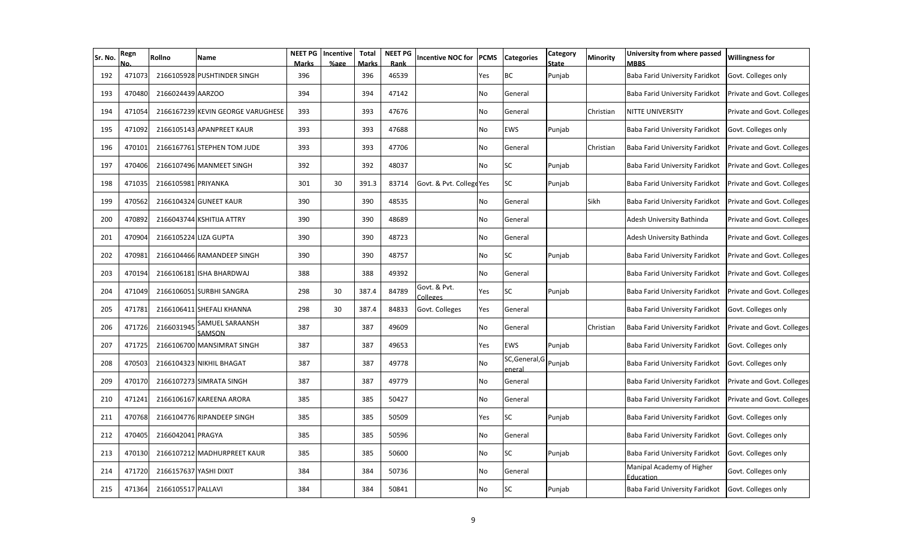| Sr. No. | Regn No. | Rollno | Name | NEET PG Marks | Incentive %age | Total Marks | NEET PG Rank | Incentive NOC for | PCMS | Categories | Category State | Minority | University from where passed MBBS | Willingness for |
|---|---|---|---|---|---|---|---|---|---|---|---|---|---|---|
| 192 | 471073 | 2166105928 | PUSHTINDER SINGH | 396 | | 396 | 46539 | | Yes | BC | Punjab | | Baba Farid University Faridkot | Govt. Colleges only |
| 193 | 470480 | 2166024439 | AARZOO | 394 | | 394 | 47142 | | No | General | | | Baba Farid University Faridkot | Private and Govt. Colleges |
| 194 | 471054 | 2166167239 | KEVIN GEORGE VARUGHESE | 393 | | 393 | 47676 | | No | General | | Christian | NITTE UNIVERSITY | Private and Govt. Colleges |
| 195 | 471092 | 2166105143 | APANPREET KAUR | 393 | | 393 | 47688 | | No | EWS | Punjab | | Baba Farid University Faridkot | Govt. Colleges only |
| 196 | 470101 | 2166167761 | STEPHEN TOM JUDE | 393 | | 393 | 47706 | | No | General | | Christian | Baba Farid University Faridkot | Private and Govt. Colleges |
| 197 | 470406 | 2166107496 | MANMEET SINGH | 392 | | 392 | 48037 | | No | SC | Punjab | | Baba Farid University Faridkot | Private and Govt. Colleges |
| 198 | 471035 | 2166105981 | PRIYANKA | 301 | 30 | 391.3 | 83714 | Govt. & Pvt. College | Yes | SC | Punjab | | Baba Farid University Faridkot | Private and Govt. Colleges |
| 199 | 470562 | 2166104324 | GUNEET KAUR | 390 | | 390 | 48535 | | No | General | | Sikh | Baba Farid University Faridkot | Private and Govt. Colleges |
| 200 | 470892 | 2166043744 | KSHITIJA ATTRY | 390 | | 390 | 48689 | | No | General | | | Adesh University Bathinda | Private and Govt. Colleges |
| 201 | 470904 | 2166105224 | LIZA GUPTA | 390 | | 390 | 48723 | | No | General | | | Adesh University Bathinda | Private and Govt. Colleges |
| 202 | 470981 | 2166104466 | RAMANDEEP SINGH | 390 | | 390 | 48757 | | No | SC | Punjab | | Baba Farid University Faridkot | Private and Govt. Colleges |
| 203 | 470194 | 2166106181 | ISHA BHARDWAJ | 388 | | 388 | 49392 | | No | General | | | Baba Farid University Faridkot | Private and Govt. Colleges |
| 204 | 471049 | 2166106051 | SURBHI SANGRA | 298 | 30 | 387.4 | 84789 | Govt. & Pvt. Colleges | Yes | SC | Punjab | | Baba Farid University Faridkot | Private and Govt. Colleges |
| 205 | 471781 | 2166106411 | SHEFALI KHANNA | 298 | 30 | 387.4 | 84833 | Govt. Colleges | Yes | General | | | Baba Farid University Faridkot | Govt. Colleges only |
| 206 | 471726 | 2166031945 | SAMUEL SARAANSH SAMSON | 387 | | 387 | 49609 | | No | General | | Christian | Baba Farid University Faridkot | Private and Govt. Colleges |
| 207 | 471725 | 2166106700 | MANSIMRAT SINGH | 387 | | 387 | 49653 | | Yes | EWS | Punjab | | Baba Farid University Faridkot | Govt. Colleges only |
| 208 | 470503 | 2166104323 | NIKHIL BHAGAT | 387 | | 387 | 49778 | | No | SC,General,General | Punjab | | Baba Farid University Faridkot | Govt. Colleges only |
| 209 | 470170 | 2166107273 | SIMRATA SINGH | 387 | | 387 | 49779 | | No | General | | | Baba Farid University Faridkot | Private and Govt. Colleges |
| 210 | 471241 | 2166106167 | KAREENA ARORA | 385 | | 385 | 50427 | | No | General | | | Baba Farid University Faridkot | Private and Govt. Colleges |
| 211 | 470768 | 2166104776 | RIPANDEEP SINGH | 385 | | 385 | 50509 | | Yes | SC | Punjab | | Baba Farid University Faridkot | Govt. Colleges only |
| 212 | 470405 | 2166042041 | PRAGYA | 385 | | 385 | 50596 | | No | General | | | Baba Farid University Faridkot | Govt. Colleges only |
| 213 | 470130 | 2166107212 | MADHURPREET KAUR | 385 | | 385 | 50600 | | No | SC | Punjab | | Baba Farid University Faridkot | Govt. Colleges only |
| 214 | 471720 | 2166157637 | YASHI DIXIT | 384 | | 384 | 50736 | | No | General | | | Manipal Academy of Higher Education | Govt. Colleges only |
| 215 | 471364 | 2166105517 | PALLAVI | 384 | | 384 | 50841 | | No | SC | Punjab | | Baba Farid University Faridkot | Govt. Colleges only |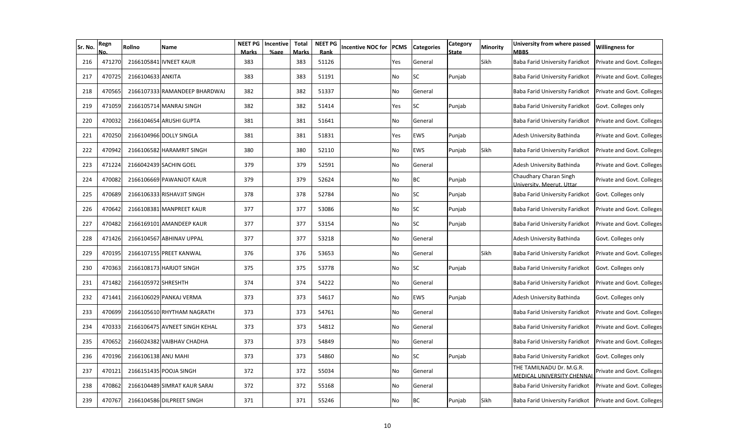| Sr. No. | Regn No. | Rollno | Name | NEET PG Marks | Incentive %age | Total Marks | NEET PG Rank | Incentive NOC for | PCMS | Categories | Category State | Minority | University from where passed MBBS | Willingness for |
|---|---|---|---|---|---|---|---|---|---|---|---|---|---|---|
| 216 | 471270 | 2166105841 | IVNEET KAUR | 383 | | 383 | 51126 | | Yes | General | | Sikh | Baba Farid University Faridkot | Private and Govt. Colleges |
| 217 | 470725 | 2166104633 | ANKITA | 383 | | 383 | 51191 | | No | SC | Punjab | | Baba Farid University Faridkot | Private and Govt. Colleges |
| 218 | 470565 | 2166107333 | RAMANDEEP BHARDWAJ | 382 | | 382 | 51337 | | No | General | | | Baba Farid University Faridkot | Private and Govt. Colleges |
| 219 | 471059 | 2166105714 | MANRAJ SINGH | 382 | | 382 | 51414 | | Yes | SC | Punjab | | Baba Farid University Faridkot | Govt. Colleges only |
| 220 | 470032 | 2166104654 | ARUSHI GUPTA | 381 | | 381 | 51641 | | No | General | | | Baba Farid University Faridkot | Private and Govt. Colleges |
| 221 | 470250 | 2166104966 | DOLLY SINGLA | 381 | | 381 | 51831 | | Yes | EWS | Punjab | | Adesh University Bathinda | Private and Govt. Colleges |
| 222 | 470942 | 2166106582 | HARAMRIT SINGH | 380 | | 380 | 52110 | | No | EWS | Punjab | Sikh | Baba Farid University Faridkot | Private and Govt. Colleges |
| 223 | 471224 | 2166042439 | SACHIN GOEL | 379 | | 379 | 52591 | | No | General | | | Adesh University Bathinda | Private and Govt. Colleges |
| 224 | 470082 | 2166106669 | PAWANJOT KAUR | 379 | | 379 | 52624 | | No | BC | Punjab | | Chaudhary Charan Singh University, Meerut, Uttar | Private and Govt. Colleges |
| 225 | 470689 | 2166106333 | RISHAVJIT SINGH | 378 | | 378 | 52784 | | No | SC | Punjab | | Baba Farid University Faridkot | Govt. Colleges only |
| 226 | 470642 | 2166108381 | MANPREET KAUR | 377 | | 377 | 53086 | | No | SC | Punjab | | Baba Farid University Faridkot | Private and Govt. Colleges |
| 227 | 470482 | 2166169101 | AMANDEEP KAUR | 377 | | 377 | 53154 | | No | SC | Punjab | | Baba Farid University Faridkot | Private and Govt. Colleges |
| 228 | 471426 | 2166104567 | ABHINAV UPPAL | 377 | | 377 | 53218 | | No | General | | | Adesh University Bathinda | Govt. Colleges only |
| 229 | 470195 | 2166107155 | PREET KANWAL | 376 | | 376 | 53653 | | No | General | | Sikh | Baba Farid University Faridkot | Private and Govt. Colleges |
| 230 | 470363 | 2166108173 | HARJOT SINGH | 375 | | 375 | 53778 | | No | SC | Punjab | | Baba Farid University Faridkot | Govt. Colleges only |
| 231 | 471482 | 2166105972 | SHRESHTH | 374 | | 374 | 54222 | | No | General | | | Baba Farid University Faridkot | Private and Govt. Colleges |
| 232 | 471441 | 2166106029 | PANKAJ VERMA | 373 | | 373 | 54617 | | No | EWS | Punjab | | Adesh University Bathinda | Govt. Colleges only |
| 233 | 470699 | 2166105610 | RHYTHAM NAGRATH | 373 | | 373 | 54761 | | No | General | | | Baba Farid University Faridkot | Private and Govt. Colleges |
| 234 | 470333 | 2166106475 | AVNEET SINGH KEHAL | 373 | | 373 | 54812 | | No | General | | | Baba Farid University Faridkot | Private and Govt. Colleges |
| 235 | 470652 | 2166024382 | VAIBHAV CHADHA | 373 | | 373 | 54849 | | No | General | | | Baba Farid University Faridkot | Private and Govt. Colleges |
| 236 | 470196 | 2166106138 | ANU MAHI | 373 | | 373 | 54860 | | No | SC | Punjab | | Baba Farid University Faridkot | Govt. Colleges only |
| 237 | 470121 | 2166151435 | POOJA SINGH | 372 | | 372 | 55034 | | No | General | | | THE TAMILNADU Dr. M.G.R. MEDICAL UNIVERSITY CHENNAI | Private and Govt. Colleges |
| 238 | 470862 | 2166104489 | SIMRAT KAUR SARAI | 372 | | 372 | 55168 | | No | General | | | Baba Farid University Faridkot | Private and Govt. Colleges |
| 239 | 470767 | 2166104586 | DILPREET SINGH | 371 | | 371 | 55246 | | No | BC | Punjab | Sikh | Baba Farid University Faridkot | Private and Govt. Colleges |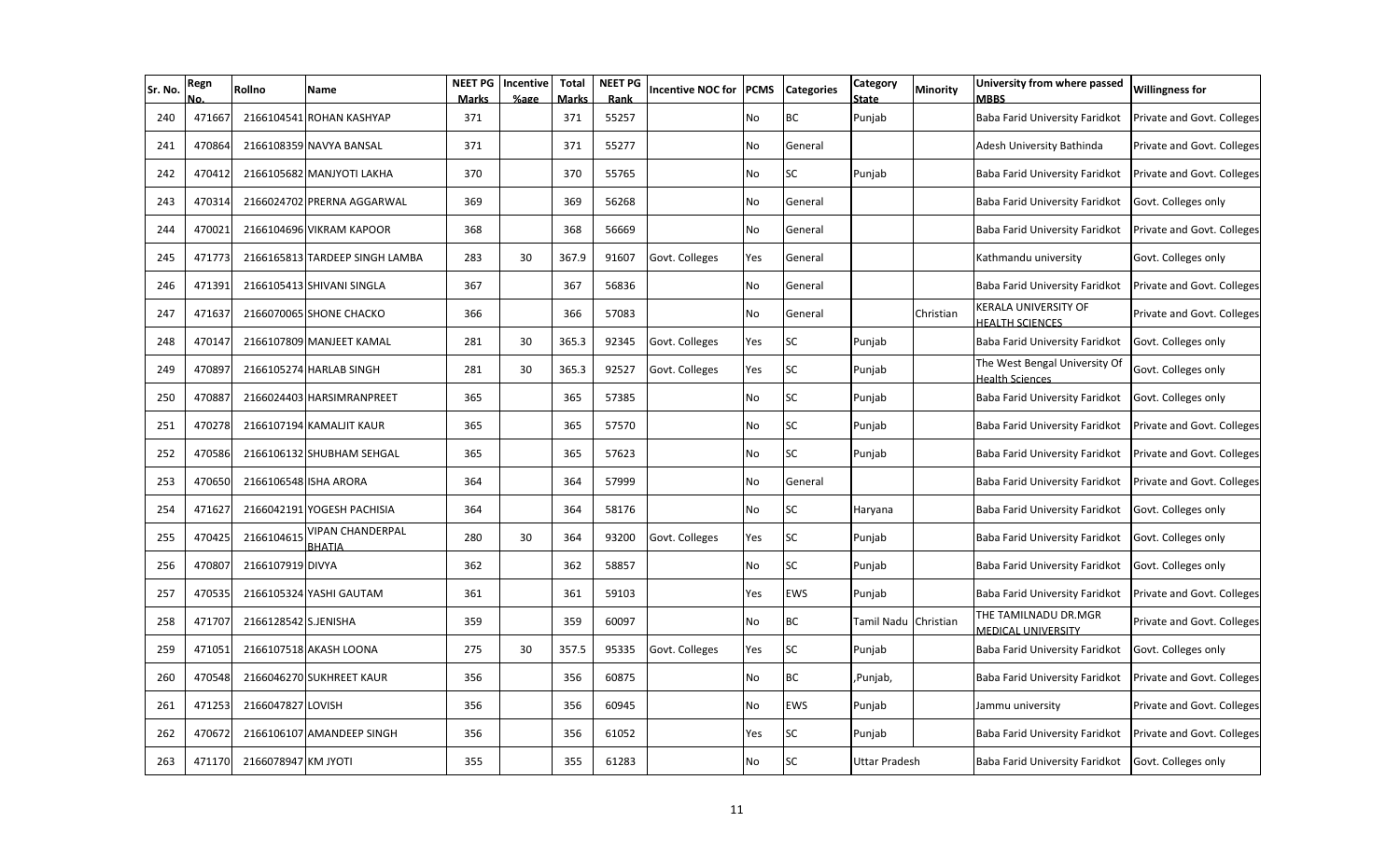| Sr. No. | Regn No. | Rollno | Name | NEET PG Marks | Incentive %age | Total Marks | NEET PG Rank | Incentive NOC for | PCMS | Categories | Category State | Minority | University from where passed MBBS | Willingness for |
|---|---|---|---|---|---|---|---|---|---|---|---|---|---|---|
| 240 | 471667 | 2166104541 | ROHAN KASHYAP | 371 | | 371 | 55257 | | No | BC | Punjab | | Baba Farid University Faridkot | Private and Govt. Colleges |
| 241 | 470864 | 2166108359 | NAVYA BANSAL | 371 | | 371 | 55277 | | No | General | | | Adesh University Bathinda | Private and Govt. Colleges |
| 242 | 470412 | 2166105682 | MANJYOTI LAKHA | 370 | | 370 | 55765 | | No | SC | Punjab | | Baba Farid University Faridkot | Private and Govt. Colleges |
| 243 | 470314 | 2166024702 | PRERNA AGGARWAL | 369 | | 369 | 56268 | | No | General | | | Baba Farid University Faridkot | Govt. Colleges only |
| 244 | 470021 | 2166104696 | VIKRAM KAPOOR | 368 | | 368 | 56669 | | No | General | | | Baba Farid University Faridkot | Private and Govt. Colleges |
| 245 | 471773 | 2166165813 | TARDEEP SINGH LAMBA | 283 | 30 | 367.9 | 91607 | Govt. Colleges | Yes | General | | | Kathmandu university | Govt. Colleges only |
| 246 | 471391 | 2166105413 | SHIVANI SINGLA | 367 | | 367 | 56836 | | No | General | | | Baba Farid University Faridkot | Private and Govt. Colleges |
| 247 | 471637 | 2166070065 | SHONE CHACKO | 366 | | 366 | 57083 | | No | General | | Christian | KERALA UNIVERSITY OF HEALTH SCIENCES | Private and Govt. Colleges |
| 248 | 470147 | 2166107809 | MANJEET KAMAL | 281 | 30 | 365.3 | 92345 | Govt. Colleges | Yes | SC | Punjab | | Baba Farid University Faridkot | Govt. Colleges only |
| 249 | 470897 | 2166105274 | HARLAB SINGH | 281 | 30 | 365.3 | 92527 | Govt. Colleges | Yes | SC | Punjab | | The West Bengal University Of Health Sciences | Govt. Colleges only |
| 250 | 470887 | 2166024403 | HARSIMRANPREET | 365 | | 365 | 57385 | | No | SC | Punjab | | Baba Farid University Faridkot | Govt. Colleges only |
| 251 | 470278 | 2166107194 | KAMALJIT KAUR | 365 | | 365 | 57570 | | No | SC | Punjab | | Baba Farid University Faridkot | Private and Govt. Colleges |
| 252 | 470586 | 2166106132 | SHUBHAM SEHGAL | 365 | | 365 | 57623 | | No | SC | Punjab | | Baba Farid University Faridkot | Private and Govt. Colleges |
| 253 | 470650 | 2166106548 | ISHA ARORA | 364 | | 364 | 57999 | | No | General | | | Baba Farid University Faridkot | Private and Govt. Colleges |
| 254 | 471627 | 2166042191 | YOGESH PACHISIA | 364 | | 364 | 58176 | | No | SC | Haryana | | Baba Farid University Faridkot | Govt. Colleges only |
| 255 | 470425 | 2166104615 | VIPAN CHANDERPAL BHATIA | 280 | 30 | 364 | 93200 | Govt. Colleges | Yes | SC | Punjab | | Baba Farid University Faridkot | Govt. Colleges only |
| 256 | 470807 | 2166107919 | DIVYA | 362 | | 362 | 58857 | | No | SC | Punjab | | Baba Farid University Faridkot | Govt. Colleges only |
| 257 | 470535 | 2166105324 | YASHI GAUTAM | 361 | | 361 | 59103 | | Yes | EWS | Punjab | | Baba Farid University Faridkot | Private and Govt. Colleges |
| 258 | 471707 | 2166128542 | S.JENISHA | 359 | | 359 | 60097 | | No | BC | Tamil Nadu | Christian | THE TAMILNADU DR.MGR MEDICAL UNIVERSITY | Private and Govt. Colleges |
| 259 | 471051 | 2166107518 | AKASH LOONA | 275 | 30 | 357.5 | 95335 | Govt. Colleges | Yes | SC | Punjab | | Baba Farid University Faridkot | Govt. Colleges only |
| 260 | 470548 | 2166046270 | SUKHREET KAUR | 356 | | 356 | 60875 | | No | BC | ,Punjab, | | Baba Farid University Faridkot | Private and Govt. Colleges |
| 261 | 471253 | 2166047827 | LOVISH | 356 | | 356 | 60945 | | No | EWS | Punjab | | Jammu university | Private and Govt. Colleges |
| 262 | 470672 | 2166106107 | AMANDEEP SINGH | 356 | | 356 | 61052 | | Yes | SC | Punjab | | Baba Farid University Faridkot | Private and Govt. Colleges |
| 263 | 471170 | 2166078947 | KM JYOTI | 355 | | 355 | 61283 | | No | SC | Uttar Pradesh | | Baba Farid University Faridkot | Govt. Colleges only |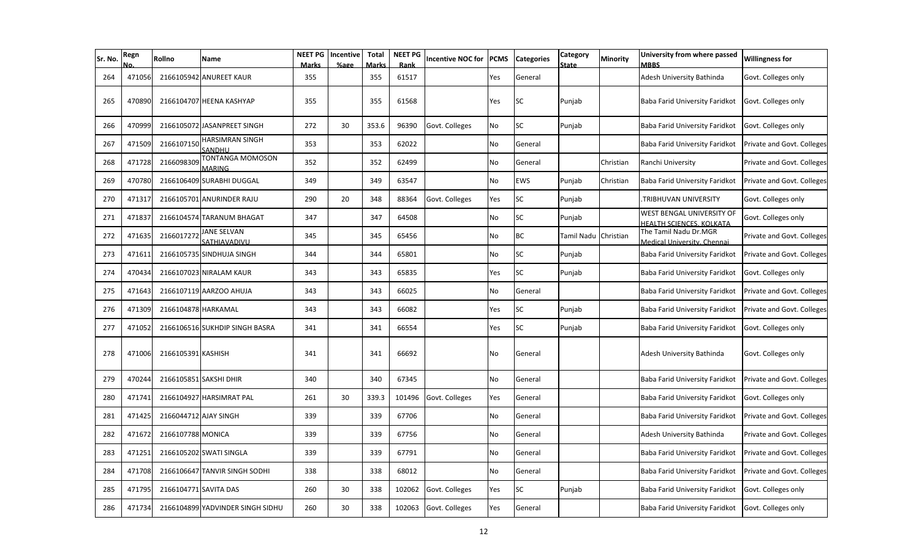| Sr. No. | Regn No. | Rollno | Name | NEET PG Marks | Incentive %age | Total Marks | NEET PG Rank | Incentive NOC for | PCMS | Categories | Category State | Minority | University from where passed MBBS | Willingness for |
|---|---|---|---|---|---|---|---|---|---|---|---|---|---|---|
| 264 | 471056 | 2166105942 | ANUREET KAUR | 355 | | 355 | 61517 | | Yes | General | | | Adesh University Bathinda | Govt. Colleges only |
| 265 | 470890 | 2166104707 | HEENA KASHYAP | 355 | | 355 | 61568 | | Yes | SC | Punjab | | Baba Farid University Faridkot | Govt. Colleges only |
| 266 | 470999 | 2166105072 | JASANPREET SINGH | 272 | 30 | 353.6 | 96390 | Govt. Colleges | No | SC | Punjab | | Baba Farid University Faridkot | Govt. Colleges only |
| 267 | 471509 | 2166107150 | HARSIMRAN SINGH SANDHU | 353 | | 353 | 62022 | | No | General | | | Baba Farid University Faridkot | Private and Govt. Colleges |
| 268 | 471728 | 2166098309 | TONTANGA MOMOSON MARING | 352 | | 352 | 62499 | | No | General | | Christian | Ranchi University | Private and Govt. Colleges |
| 269 | 470780 | 2166106409 | SURABHI DUGGAL | 349 | | 349 | 63547 | | No | EWS | Punjab | Christian | Baba Farid University Faridkot | Private and Govt. Colleges |
| 270 | 471317 | 2166105701 | ANURINDER RAJU | 290 | 20 | 348 | 88364 | Govt. Colleges | Yes | SC | Punjab | | .TRIBHUVAN UNIVERSITY | Govt. Colleges only |
| 271 | 471837 | 2166104574 | TARANUM BHAGAT | 347 | | 347 | 64508 | | No | SC | Punjab | | WEST BENGAL UNIVERSITY OF HEALTH SCIENCES, KOLKATA | Govt. Colleges only |
| 272 | 471635 | 2166017272 | JANE SELVAN SATHIAVADIVU | 345 | | 345 | 65456 | | No | BC | Tamil Nadu | Christian | The Tamil Nadu Dr.MGR Medical University, Chennai | Private and Govt. Colleges |
| 273 | 471611 | 2166105735 | SINDHUJA SINGH | 344 | | 344 | 65801 | | No | SC | Punjab | | Baba Farid University Faridkot | Private and Govt. Colleges |
| 274 | 470434 | 2166107023 | NIRALAM KAUR | 343 | | 343 | 65835 | | Yes | SC | Punjab | | Baba Farid University Faridkot | Govt. Colleges only |
| 275 | 471643 | 2166107119 | AARZOO AHUJA | 343 | | 343 | 66025 | | No | General | | | Baba Farid University Faridkot | Private and Govt. Colleges |
| 276 | 471309 | 2166104878 | HARKAMAL | 343 | | 343 | 66082 | | Yes | SC | Punjab | | Baba Farid University Faridkot | Private and Govt. Colleges |
| 277 | 471052 | 2166106516 | SUKHDIP SINGH BASRA | 341 | | 341 | 66554 | | Yes | SC | Punjab | | Baba Farid University Faridkot | Govt. Colleges only |
| 278 | 471006 | 2166105391 | KASHISH | 341 | | 341 | 66692 | | No | General | | | Adesh University Bathinda | Govt. Colleges only |
| 279 | 470244 | 2166105851 | SAKSHI DHIR | 340 | | 340 | 67345 | | No | General | | | Baba Farid University Faridkot | Private and Govt. Colleges |
| 280 | 471741 | 2166104927 | HARSIMRAT PAL | 261 | 30 | 339.3 | 101496 | Govt. Colleges | Yes | General | | | Baba Farid University Faridkot | Govt. Colleges only |
| 281 | 471425 | 2166044712 | AJAY SINGH | 339 | | 339 | 67706 | | No | General | | | Baba Farid University Faridkot | Private and Govt. Colleges |
| 282 | 471672 | 2166107788 | MONICA | 339 | | 339 | 67756 | | No | General | | | Adesh University Bathinda | Private and Govt. Colleges |
| 283 | 471251 | 2166105202 | SWATI SINGLA | 339 | | 339 | 67791 | | No | General | | | Baba Farid University Faridkot | Private and Govt. Colleges |
| 284 | 471708 | 2166106647 | TANVIR SINGH SODHI | 338 | | 338 | 68012 | | No | General | | | Baba Farid University Faridkot | Private and Govt. Colleges |
| 285 | 471795 | 2166104771 | SAVITA DAS | 260 | 30 | 338 | 102062 | Govt. Colleges | Yes | SC | Punjab | | Baba Farid University Faridkot | Govt. Colleges only |
| 286 | 471734 | 2166104899 | YADVINDER SINGH SIDHU | 260 | 30 | 338 | 102063 | Govt. Colleges | Yes | General | | | Baba Farid University Faridkot | Govt. Colleges only |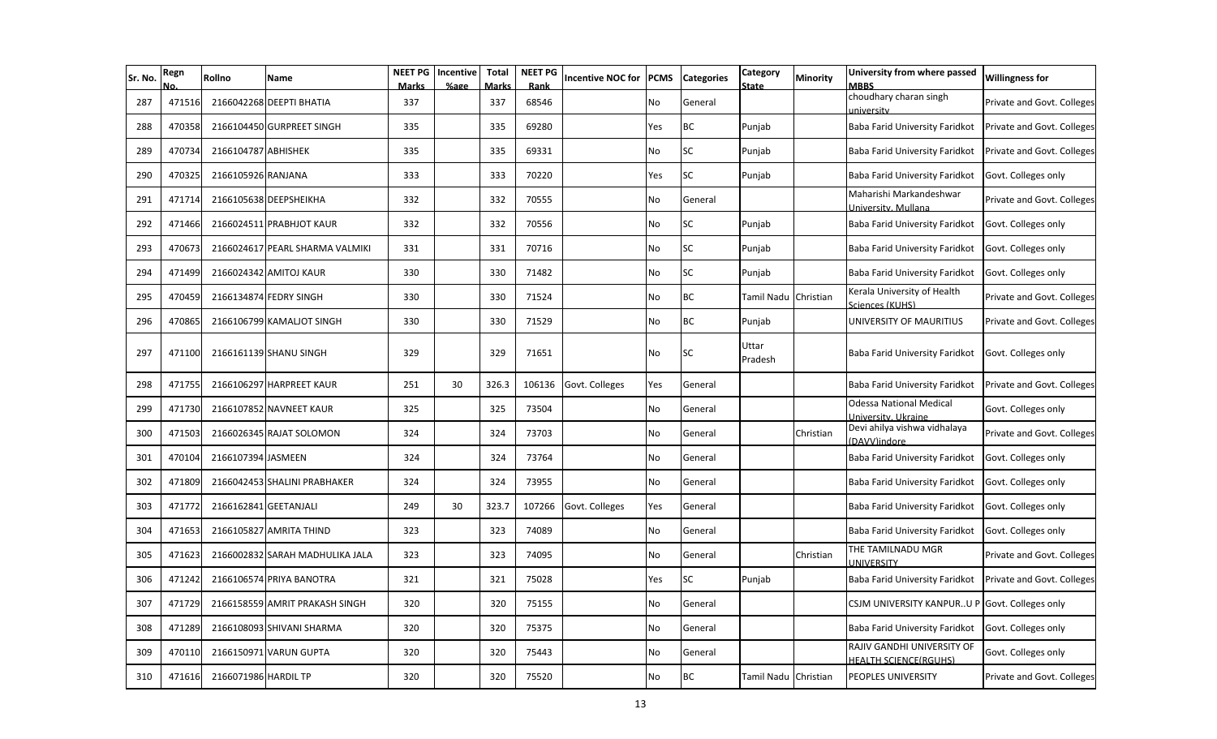| Sr. No. | Regn No. | Rollno | Name | NEET PG Marks | Incentive %age | Total Marks | NEET PG Rank | Incentive NOC for | PCMS | Categories | Category State | Minority | University from where passed MBBS | Willingness for |
|---|---|---|---|---|---|---|---|---|---|---|---|---|---|---|
| 287 | 471516 | 2166042268 | DEEPTI BHATIA | 337 | | 337 | 68546 | | No | General | | | choudhary charan singh university | Private and Govt. Colleges |
| 288 | 470358 | 2166104450 | GURPREET SINGH | 335 | | 335 | 69280 | | Yes | BC | Punjab | | Baba Farid University Faridkot | Private and Govt. Colleges |
| 289 | 470734 | 2166104787 | ABHISHEK | 335 | | 335 | 69331 | | No | SC | Punjab | | Baba Farid University Faridkot | Private and Govt. Colleges |
| 290 | 470325 | 2166105926 | RANJANA | 333 | | 333 | 70220 | | Yes | SC | Punjab | | Baba Farid University Faridkot | Govt. Colleges only |
| 291 | 471714 | 2166105638 | DEEPSHEIKHA | 332 | | 332 | 70555 | | No | General | | | Maharishi Markandeshwar University, Mullana | Private and Govt. Colleges |
| 292 | 471466 | 2166024511 | PRABHJOT KAUR | 332 | | 332 | 70556 | | No | SC | Punjab | | Baba Farid University Faridkot | Govt. Colleges only |
| 293 | 470673 | 2166024617 | PEARL SHARMA VALMIKI | 331 | | 331 | 70716 | | No | SC | Punjab | | Baba Farid University Faridkot | Govt. Colleges only |
| 294 | 471499 | 2166024342 | AMITOJ KAUR | 330 | | 330 | 71482 | | No | SC | Punjab | | Baba Farid University Faridkot | Govt. Colleges only |
| 295 | 470459 | 2166134874 | FEDRY SINGH | 330 | | 330 | 71524 | | No | BC | Tamil Nadu | Christian | Kerala University of Health Sciences (KUHS) | Private and Govt. Colleges |
| 296 | 470865 | 2166106799 | KAMALJOT SINGH | 330 | | 330 | 71529 | | No | BC | Punjab | | UNIVERSITY OF MAURITIUS | Private and Govt. Colleges |
| 297 | 471100 | 2166161139 | SHANU SINGH | 329 | | 329 | 71651 | | No | SC | Uttar Pradesh | | Baba Farid University Faridkot | Govt. Colleges only |
| 298 | 471755 | 2166106297 | HARPREET KAUR | 251 | 30 | 326.3 | 106136 | Govt. Colleges | Yes | General | | | Baba Farid University Faridkot | Private and Govt. Colleges |
| 299 | 471730 | 2166107852 | NAVNEET KAUR | 325 | | 325 | 73504 | | No | General | | | Odessa National Medical University, Ukraine | Govt. Colleges only |
| 300 | 471503 | 2166026345 | RAJAT SOLOMON | 324 | | 324 | 73703 | | No | General | | Christian | Devi ahilya vishwa vidhalaya (DAVV)indore | Private and Govt. Colleges |
| 301 | 470104 | 2166107394 | JASMEEN | 324 | | 324 | 73764 | | No | General | | | Baba Farid University Faridkot | Govt. Colleges only |
| 302 | 471809 | 2166042453 | SHALINI PRABHAKER | 324 | | 324 | 73955 | | No | General | | | Baba Farid University Faridkot | Govt. Colleges only |
| 303 | 471772 | 2166162841 | GEETANJALI | 249 | 30 | 323.7 | 107266 | Govt. Colleges | Yes | General | | | Baba Farid University Faridkot | Govt. Colleges only |
| 304 | 471653 | 2166105827 | AMRITA THIND | 323 | | 323 | 74089 | | No | General | | | Baba Farid University Faridkot | Govt. Colleges only |
| 305 | 471623 | 2166002832 | SARAH MADHULIKA JALA | 323 | | 323 | 74095 | | No | General | | Christian | THE TAMILNADU MGR UNIVERSITY | Private and Govt. Colleges |
| 306 | 471242 | 2166106574 | PRIYA BANOTRA | 321 | | 321 | 75028 | | Yes | SC | Punjab | | Baba Farid University Faridkot | Private and Govt. Colleges |
| 307 | 471729 | 2166158559 | AMRIT PRAKASH SINGH | 320 | | 320 | 75155 | | No | General | | | CSJM UNIVERSITY KANPUR..U P | Govt. Colleges only |
| 308 | 471289 | 2166108093 | SHIVANI SHARMA | 320 | | 320 | 75375 | | No | General | | | Baba Farid University Faridkot | Govt. Colleges only |
| 309 | 470110 | 2166150971 | VARUN GUPTA | 320 | | 320 | 75443 | | No | General | | | RAJIV GANDHI UNIVERSITY OF HEALTH SCIENCE(RGUHS) | Govt. Colleges only |
| 310 | 471616 | 2166071986 | HARDIL TP | 320 | | 320 | 75520 | | No | BC | Tamil Nadu | Christian | PEOPLES UNIVERSITY | Private and Govt. Colleges |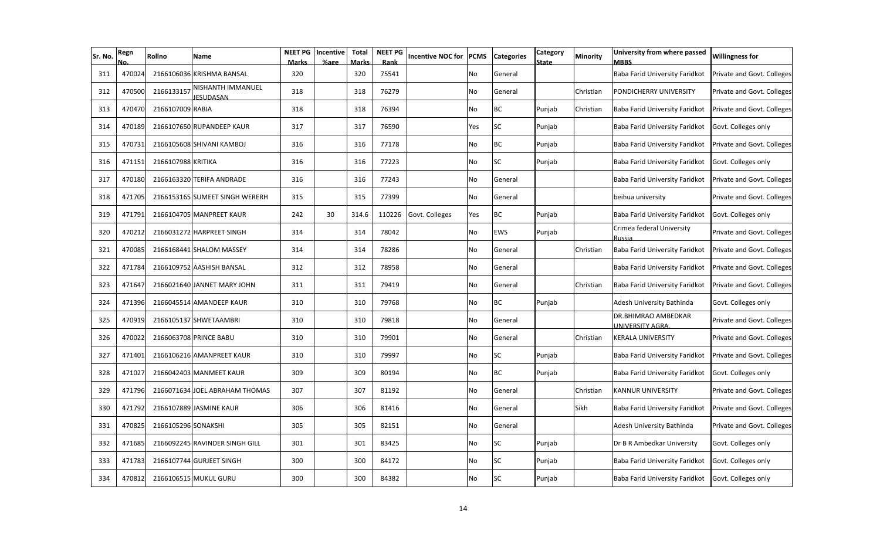| Sr. No. | Regn No. | Rollno | Name | NEET PG Marks | Incentive %age | Total Marks | NEET PG Rank | Incentive NOC for | PCMS | Categories | Category State | Minority | University from where passed MBBS | Willingness for |
|---|---|---|---|---|---|---|---|---|---|---|---|---|---|---|
| 311 | 470024 | 2166106036 | KRISHMA BANSAL | 320 | | 320 | 75541 | | No | General | | | Baba Farid University Faridkot | Private and Govt. Colleges |
| 312 | 470500 | 2166133157 | NISHANTH IMMANUEL JESUDASAN | 318 | | 318 | 76279 | | No | General | | Christian | PONDICHERRY UNIVERSITY | Private and Govt. Colleges |
| 313 | 470470 | 2166107009 | RABIA | 318 | | 318 | 76394 | | No | BC | Punjab | Christian | Baba Farid University Faridkot | Private and Govt. Colleges |
| 314 | 470189 | 2166107650 | RUPANDEEP KAUR | 317 | | 317 | 76590 | | Yes | SC | Punjab | | Baba Farid University Faridkot | Govt. Colleges only |
| 315 | 470731 | 2166105608 | SHIVANI KAMBOJ | 316 | | 316 | 77178 | | No | BC | Punjab | | Baba Farid University Faridkot | Private and Govt. Colleges |
| 316 | 471151 | 2166107988 | KRITIKA | 316 | | 316 | 77223 | | No | SC | Punjab | | Baba Farid University Faridkot | Govt. Colleges only |
| 317 | 470180 | 2166163320 | TERIFA ANDRADE | 316 | | 316 | 77243 | | No | General | | | Baba Farid University Faridkot | Private and Govt. Colleges |
| 318 | 471705 | 2166153165 | SUMEET SINGH WERERH | 315 | | 315 | 77399 | | No | General | | | beihua university | Private and Govt. Colleges |
| 319 | 471791 | 2166104705 | MANPREET KAUR | 242 | 30 | 314.6 | 110226 | Govt. Colleges | Yes | BC | Punjab | | Baba Farid University Faridkot | Govt. Colleges only |
| 320 | 470212 | 2166031272 | HARPREET SINGH | 314 | | 314 | 78042 | | No | EWS | Punjab | | Crimea federal University Russia | Private and Govt. Colleges |
| 321 | 470085 | 2166168441 | SHALOM MASSEY | 314 | | 314 | 78286 | | No | General | | Christian | Baba Farid University Faridkot | Private and Govt. Colleges |
| 322 | 471784 | 2166109752 | AASHISH BANSAL | 312 | | 312 | 78958 | | No | General | | | Baba Farid University Faridkot | Private and Govt. Colleges |
| 323 | 471647 | 2166021640 | JANNET MARY JOHN | 311 | | 311 | 79419 | | No | General | | Christian | Baba Farid University Faridkot | Private and Govt. Colleges |
| 324 | 471396 | 2166045514 | AMANDEEP KAUR | 310 | | 310 | 79768 | | No | BC | Punjab | | Adesh University Bathinda | Govt. Colleges only |
| 325 | 470919 | 2166105137 | SHWETAAMBRI | 310 | | 310 | 79818 | | No | General | | | DR.BHIMRAO AMBEDKAR UNIVERSITY AGRA. | Private and Govt. Colleges |
| 326 | 470022 | 2166063708 | PRINCE BABU | 310 | | 310 | 79901 | | No | General | | Christian | KERALA UNIVERSITY | Private and Govt. Colleges |
| 327 | 471401 | 2166106216 | AMANPREET KAUR | 310 | | 310 | 79997 | | No | SC | Punjab | | Baba Farid University Faridkot | Private and Govt. Colleges |
| 328 | 471027 | 2166042403 | MANMEET KAUR | 309 | | 309 | 80194 | | No | BC | Punjab | | Baba Farid University Faridkot | Govt. Colleges only |
| 329 | 471796 | 2166071634 | JOEL ABRAHAM THOMAS | 307 | | 307 | 81192 | | No | General | | Christian | KANNUR UNIVERSITY | Private and Govt. Colleges |
| 330 | 471792 | 2166107889 | JASMINE KAUR | 306 | | 306 | 81416 | | No | General | | Sikh | Baba Farid University Faridkot | Private and Govt. Colleges |
| 331 | 470825 | 2166105296 | SONAKSHI | 305 | | 305 | 82151 | | No | General | | | Adesh University Bathinda | Private and Govt. Colleges |
| 332 | 471685 | 2166092245 | RAVINDER SINGH GILL | 301 | | 301 | 83425 | | No | SC | Punjab | | Dr B R Ambedkar University | Govt. Colleges only |
| 333 | 471783 | 2166107744 | GURJEET SINGH | 300 | | 300 | 84172 | | No | SC | Punjab | | Baba Farid University Faridkot | Govt. Colleges only |
| 334 | 470812 | 2166106515 | MUKUL GURU | 300 | | 300 | 84382 | | No | SC | Punjab | | Baba Farid University Faridkot | Govt. Colleges only |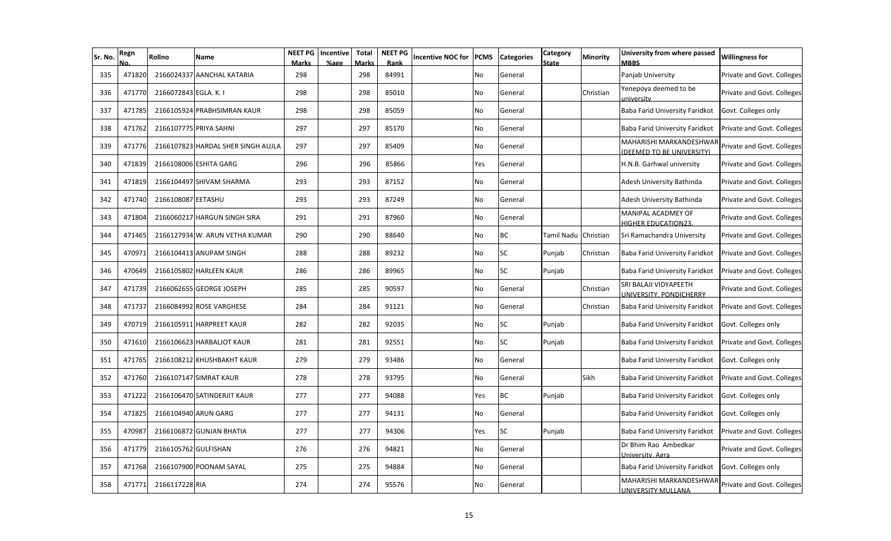| Sr. No. | Regn No. | Rollno | Name | NEET PG Marks | Incentive %age | Total Marks | NEET PG Rank | Incentive NOC for | PCMS | Categories | Category State | Minority | University from where passed MBBS | Willingness for |
|---|---|---|---|---|---|---|---|---|---|---|---|---|---|---|
| 335 | 471820 | 2166024337 | AANCHAL KATARIA | 298 | | 298 | 84991 | | No | General | | | Panjab University | Private and Govt. Colleges |
| 336 | 471770 | 2166072843 | EGLA. K. I | 298 | | 298 | 85010 | | No | General | | Christian | Yenepoya deemed to be university | Private and Govt. Colleges |
| 337 | 471785 | 2166105924 | PRABHSIMRAN KAUR | 298 | | 298 | 85059 | | No | General | | | Baba Farid University Faridkot | Govt. Colleges only |
| 338 | 471762 | 2166107775 | PRIYA SAHNI | 297 | | 297 | 85170 | | No | General | | | Baba Farid University Faridkot | Private and Govt. Colleges |
| 339 | 471776 | 2166107823 | HARDAL SHER SINGH AUJLA | 297 | | 297 | 85409 | | No | General | | | MAHARISHI MARKANDESHWAR (DEEMED TO BE UNIVERSITY) | Private and Govt. Colleges |
| 340 | 471839 | 2166108006 | ESHITA GARG | 296 | | 296 | 85866 | | Yes | General | | | H.N.B. Garhwal university | Private and Govt. Colleges |
| 341 | 471819 | 2166104497 | SHIVAM SHARMA | 293 | | 293 | 87152 | | No | General | | | Adesh University Bathinda | Private and Govt. Colleges |
| 342 | 471740 | 2166108087 | EETASHU | 293 | | 293 | 87249 | | No | General | | | Adesh University Bathinda | Private and Govt. Colleges |
| 343 | 471804 | 2166060217 | HARGUN SINGH SIRA | 291 | | 291 | 87960 | | No | General | | | MANIPAL ACADMEY OF HIGHER EDUCATION23. | Private and Govt. Colleges |
| 344 | 471465 | 2166127934 | W. ARUN VETHA KUMAR | 290 | | 290 | 88640 | | No | BC | Tamil Nadu | Christian | Sri Ramachandra University | Private and Govt. Colleges |
| 345 | 470971 | 2166104413 | ANUPAM SINGH | 288 | | 288 | 89232 | | No | SC | Punjab | Christian | Baba Farid University Faridkot | Private and Govt. Colleges |
| 346 | 470649 | 2166105802 | HARLEEN KAUR | 286 | | 286 | 89965 | | No | SC | Punjab | | Baba Farid University Faridkot | Private and Govt. Colleges |
| 347 | 471739 | 2166062655 | GEORGE JOSEPH | 285 | | 285 | 90597 | | No | General | | Christian | SRI BALAJI VIDYAPEETH UNIVERSITY, PONDICHERRY | Private and Govt. Colleges |
| 348 | 471737 | 2166084992 | ROSE VARGHESE | 284 | | 284 | 91121 | | No | General | | Christian | Baba Farid University Faridkot | Private and Govt. Colleges |
| 349 | 470719 | 2166105911 | HARPREET KAUR | 282 | | 282 | 92035 | | No | SC | Punjab | | Baba Farid University Faridkot | Govt. Colleges only |
| 350 | 471610 | 2166106623 | HARBALJOT KAUR | 281 | | 281 | 92551 | | No | SC | Punjab | | Baba Farid University Faridkot | Private and Govt. Colleges |
| 351 | 471765 | 2166108212 | KHUSHBAKHT KAUR | 279 | | 279 | 93486 | | No | General | | | Baba Farid University Faridkot | Govt. Colleges only |
| 352 | 471760 | 2166107147 | SIMRAT KAUR | 278 | | 278 | 93795 | | No | General | | Sikh | Baba Farid University Faridkot | Private and Govt. Colleges |
| 353 | 471222 | 2166106470 | SATINDERJIT KAUR | 277 | | 277 | 94088 | | Yes | BC | Punjab | | Baba Farid University Faridkot | Govt. Colleges only |
| 354 | 471825 | 2166104940 | ARUN GARG | 277 | | 277 | 94131 | | No | General | | | Baba Farid University Faridkot | Govt. Colleges only |
| 355 | 470987 | 2166106872 | GUNJAN BHATIA | 277 | | 277 | 94306 | | Yes | SC | Punjab | | Baba Farid University Faridkot | Private and Govt. Colleges |
| 356 | 471779 | 2166105762 | GULFISHAN | 276 | | 276 | 94821 | | No | General | | | Dr Bhim Rao Ambedkar University, Agra | Private and Govt. Colleges |
| 357 | 471768 | 2166107900 | POONAM SAYAL | 275 | | 275 | 94884 | | No | General | | | Baba Farid University Faridkot | Govt. Colleges only |
| 358 | 471771 | 2166117228 | RIA | 274 | | 274 | 95576 | | No | General | | | MAHARISHI MARKANDESHWAR UNIVERSITY MULLANA | Private and Govt. Colleges |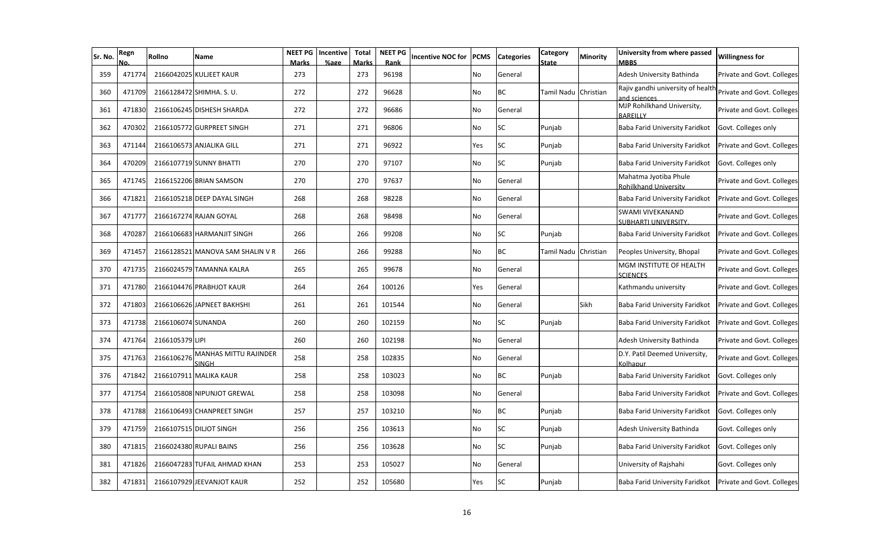| Sr. No. | Regn No. | Rollno | Name | NEET PG Marks | Incentive %age | Total Marks | NEET PG Rank | Incentive NOC for | PCMS | Categories | Category State | Minority | University from where passed MBBS | Willingness for |
|---|---|---|---|---|---|---|---|---|---|---|---|---|---|---|
| 359 | 471774 | 2166042025 | KULJEET KAUR | 273 | | 273 | 96198 | | No | General | | | Adesh University Bathinda | Private and Govt. Colleges |
| 360 | 471709 | 2166128472 | SHIMHA. S. U. | 272 | | 272 | 96628 | | No | BC | Tamil Nadu | Christian | Rajiv gandhi university of health and sciences | Private and Govt. Colleges |
| 361 | 471830 | 2166106245 | DISHESH SHARDA | 272 | | 272 | 96686 | | No | General | | | MJP Rohilkhand University, BAREILLY | Private and Govt. Colleges |
| 362 | 470302 | 2166105772 | GURPREET SINGH | 271 | | 271 | 96806 | | No | SC | Punjab | | Baba Farid University Faridkot | Govt. Colleges only |
| 363 | 471144 | 2166106573 | ANJALIKA GILL | 271 | | 271 | 96922 | | Yes | SC | Punjab | | Baba Farid University Faridkot | Private and Govt. Colleges |
| 364 | 470209 | 2166107719 | SUNNY BHATTI | 270 | | 270 | 97107 | | No | SC | Punjab | | Baba Farid University Faridkot | Govt. Colleges only |
| 365 | 471745 | 2166152206 | BRIAN SAMSON | 270 | | 270 | 97637 | | No | General | | | Mahatma Jyotiba Phule Rohilkhand University | Private and Govt. Colleges |
| 366 | 471821 | 2166105218 | DEEP DAYAL SINGH | 268 | | 268 | 98228 | | No | General | | | Baba Farid University Faridkot | Private and Govt. Colleges |
| 367 | 471777 | 2166167274 | RAJAN GOYAL | 268 | | 268 | 98498 | | No | General | | | SWAMI VIVEKANAND SUBHARTI UNIVERSITY. | Private and Govt. Colleges |
| 368 | 470287 | 2166106683 | HARMANJIT SINGH | 266 | | 266 | 99208 | | No | SC | Punjab | | Baba Farid University Faridkot | Private and Govt. Colleges |
| 369 | 471457 | 2166128521 | MANOVA SAM SHALIN V R | 266 | | 266 | 99288 | | No | BC | Tamil Nadu | Christian | Peoples University, Bhopal | Private and Govt. Colleges |
| 370 | 471735 | 2166024579 | TAMANNA KALRA | 265 | | 265 | 99678 | | No | General | | | MGM INSTITUTE OF HEALTH SCIENCES | Private and Govt. Colleges |
| 371 | 471780 | 2166104476 | PRABHJOT KAUR | 264 | | 264 | 100126 | | Yes | General | | | Kathmandu university | Private and Govt. Colleges |
| 372 | 471803 | 2166106626 | JAPNEET BAKHSHI | 261 | | 261 | 101544 | | No | General | | Sikh | Baba Farid University Faridkot | Private and Govt. Colleges |
| 373 | 471738 | 2166106074 | SUNANDA | 260 | | 260 | 102159 | | No | SC | Punjab | | Baba Farid University Faridkot | Private and Govt. Colleges |
| 374 | 471764 | 2166105379 | LIPI | 260 | | 260 | 102198 | | No | General | | | Adesh University Bathinda | Private and Govt. Colleges |
| 375 | 471763 | 2166106276 | MANHAS MITTU RAJINDER SINGH | 258 | | 258 | 102835 | | No | General | | | D.Y. Patil Deemed University, Kolhapur | Private and Govt. Colleges |
| 376 | 471842 | 2166107911 | MALIKA KAUR | 258 | | 258 | 103023 | | No | BC | Punjab | | Baba Farid University Faridkot | Govt. Colleges only |
| 377 | 471754 | 2166105808 | NIPUNJOT GREWAL | 258 | | 258 | 103098 | | No | General | | | Baba Farid University Faridkot | Private and Govt. Colleges |
| 378 | 471788 | 2166106493 | CHANPREET SINGH | 257 | | 257 | 103210 | | No | BC | Punjab | | Baba Farid University Faridkot | Govt. Colleges only |
| 379 | 471759 | 2166107515 | DILJOT SINGH | 256 | | 256 | 103613 | | No | SC | Punjab | | Adesh University Bathinda | Govt. Colleges only |
| 380 | 471815 | 2166024380 | RUPALI BAINS | 256 | | 256 | 103628 | | No | SC | Punjab | | Baba Farid University Faridkot | Govt. Colleges only |
| 381 | 471826 | 2166047283 | TUFAIL AHMAD KHAN | 253 | | 253 | 105027 | | No | General | | | University of Rajshahi | Govt. Colleges only |
| 382 | 471831 | 2166107929 | JEEVANJOT KAUR | 252 | | 252 | 105680 | | Yes | SC | Punjab | | Baba Farid University Faridkot | Private and Govt. Colleges |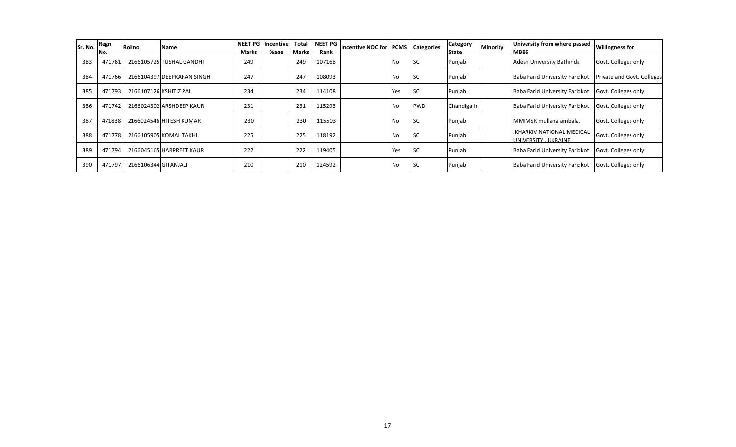| Sr. No. | Regn No. | Rollno | Name | NEET PG Marks | Incentive %age | Total Marks | NEET PG Rank | Incentive NOC for | PCMS | Categories | Category State | Minority | University from where passed MBBS | Willingness for |
|---|---|---|---|---|---|---|---|---|---|---|---|---|---|---|
| 383 | 471761 | 2166105725 | TUSHAL GANDHI | 249 | | 249 | 107168 | | No | SC | Punjab | | Adesh University Bathinda | Govt. Colleges only |
| 384 | 471766 | 2166104397 | DEEPKARAN SINGH | 247 | | 247 | 108093 | | No | SC | Punjab | | Baba Farid University Faridkot | Private and Govt. Colleges |
| 385 | 471793 | 2166107126 | KSHITIZ PAL | 234 | | 234 | 114108 | | Yes | SC | Punjab | | Baba Farid University Faridkot | Govt. Colleges only |
| 386 | 471742 | 2166024302 | ARSHDEEP KAUR | 231 | | 231 | 115293 | | No | PWD | Chandigarh | | Baba Farid University Faridkot | Govt. Colleges only |
| 387 | 471838 | 2166024546 | HITESH KUMAR | 230 | | 230 | 115503 | | No | SC | Punjab | | MMIMSR mullana ambala. | Govt. Colleges only |
| 388 | 471778 | 2166105905 | KOMAL TAKHI | 225 | | 225 | 118192 | | No | SC | Punjab | | .KHARKIV NATIONAL MEDICAL UNIVERSITY , UKRAINE | Govt. Colleges only |
| 389 | 471794 | 2166045165 | HARPREET KAUR | 222 | | 222 | 119405 | | Yes | SC | Punjab | | Baba Farid University Faridkot | Govt. Colleges only |
| 390 | 471797 | 2166106344 | GITANJALI | 210 | | 210 | 124592 | | No | SC | Punjab | | Baba Farid University Faridkot | Govt. Colleges only |